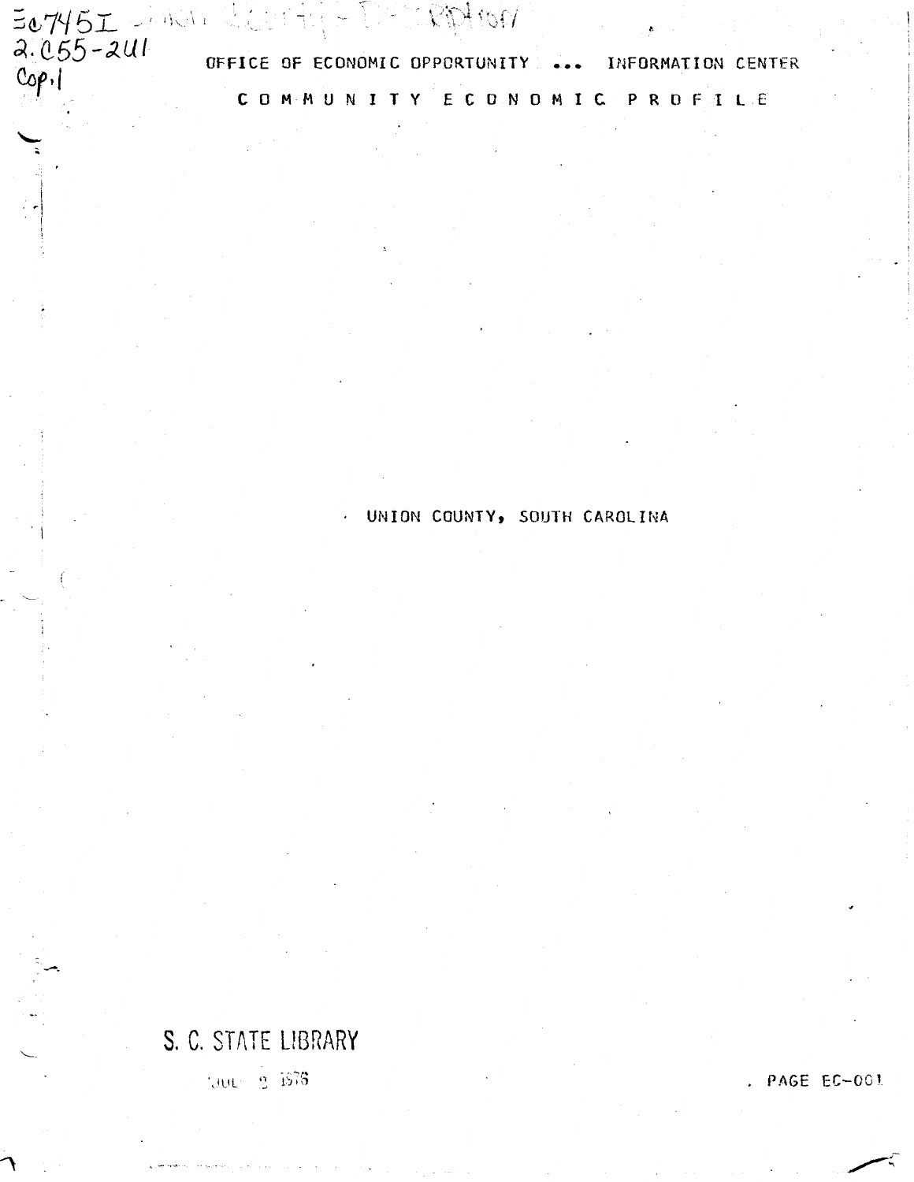OFFICE OF ECONOMIC OPPORTUNITY ... INFORMATION CENTER

# C O M M U N I T Y   E C O N O M I C   P R O F I L E

UNION COUNTY, SOUTH CAROLINA

S. C. STATE LIBRARY

JUL 9 1976

PAGE EC-001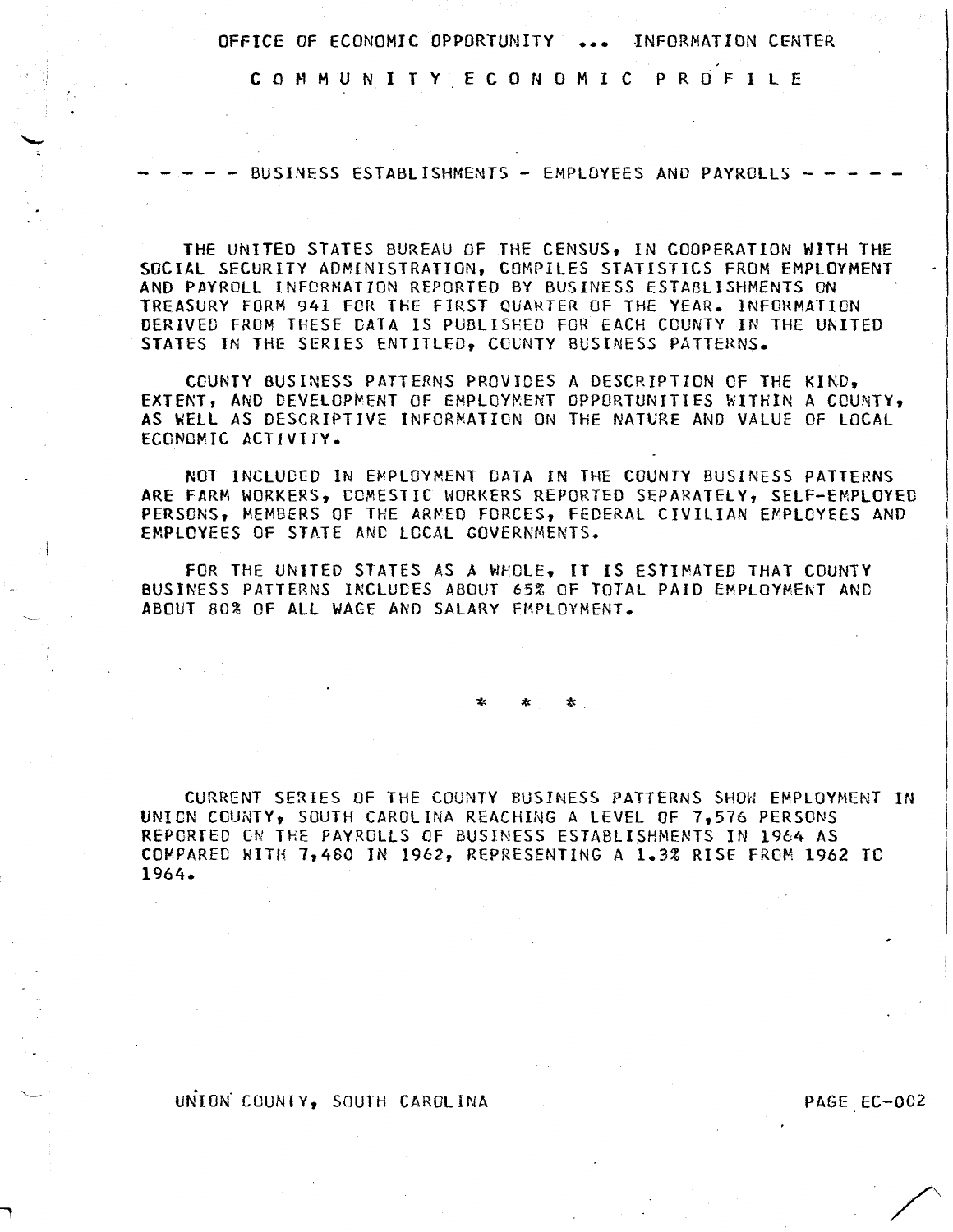# OFFICE OF ECONOMIC OPPORTUNITY ... INFORMATION CENTER

## COMMUNITY ECONOMIC PROFILE

### - - - - - BUSINESS ESTABLISHMENTS - EMPLOYEES AND PAYROLLS - - - - -

THE UNITED STATES BUREAU OF THE CENSUS, IN COOPERATION WITH THE SOCIAL SECURITY ADMINISTRATION, COMPILES STATISTICS FROM EMPLOYMENT AND PAYROLL INFORMATION REPORTED BY BUSINESS ESTABLISHMENTS ON TREASURY FORM 941 FOR THE FIRST QUARTER OF THE YEAR. INFORMATION DERIVED FROM THESE DATA IS PUBLISHED FOR EACH COUNTY IN THE UNITED STATES IN THE SERIES ENTITLED, COUNTY BUSINESS PATTERNS.

COUNTY BUSINESS PATTERNS PROVIDES A DESCRIPTION OF THE KIND, EXTENT, AND DEVELOPMENT OF EMPLOYMENT OPPORTUNITIES WITHIN A COUNTY, AS WELL AS DESCRIPTIVE INFORMATION ON THE NATURE AND VALUE OF LOCAL ECONOMIC ACTIVITY.

NOT INCLUDED IN EMPLOYMENT DATA IN THE COUNTY BUSINESS PATTERNS ARE FARM WORKERS, DOMESTIC WORKERS REPORTED SEPARATELY, SELF-EMPLOYED PERSONS, MEMBERS OF THE ARMED FORCES, FEDERAL CIVILIAN EMPLOYEES AND EMPLOYEES OF STATE AND LOCAL GOVERNMENTS.

FOR THE UNITED STATES AS A WHOLE, IT IS ESTIMATED THAT COUNTY BUSINESS PATTERNS INCLUDES ABOUT 65% OF TOTAL PAID EMPLOYMENT AND ABOUT 80% OF ALL WAGE AND SALARY EMPLOYMENT.

\* \* \*

CURRENT SERIES OF THE COUNTY BUSINESS PATTERNS SHOW EMPLOYMENT IN UNION COUNTY, SOUTH CAROLINA REACHING A LEVEL OF 7,576 PERSONS REPORTED ON THE PAYROLLS OF BUSINESS ESTABLISHMENTS IN 1964 AS COMPARED WITH 7,480 IN 1962, REPRESENTING A 1.3% RISE FROM 1962 TO 1964.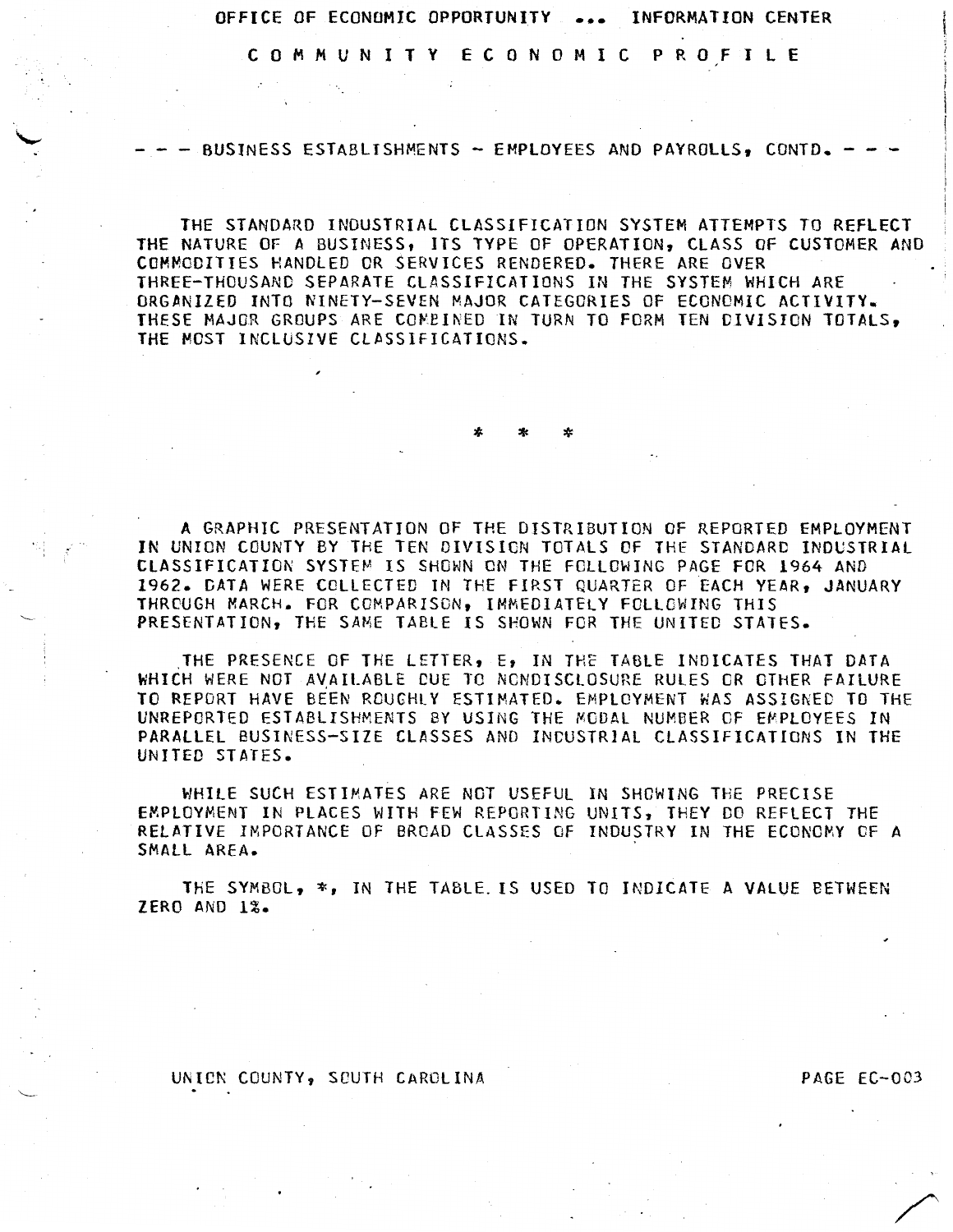# OFFICE OF ECONOMIC OPPORTUNITY ... INFORMATION CENTER

## COMMUNITY ECONOMIC PROFILE

### - - - BUSINESS ESTABLISHMENTS - EMPLOYEES AND PAYROLLS, CONTD. - - -

THE STANDARD INDUSTRIAL CLASSIFICATION SYSTEM ATTEMPTS TO REFLECT THE NATURE OF A BUSINESS, ITS TYPE OF OPERATION, CLASS OF CUSTOMER AND COMMODITIES HANDLED OR SERVICES RENDERED. THERE ARE OVER THREE-THOUSAND SEPARATE CLASSIFICATIONS IN THE SYSTEM WHICH ARE ORGANIZED INTO NINETY-SEVEN MAJOR CATEGORIES OF ECONOMIC ACTIVITY. THESE MAJOR GROUPS ARE COMBINED IN TURN TO FORM TEN DIVISION TOTALS, THE MOST INCLUSIVE CLASSIFICATIONS.

\* \* \*

A GRAPHIC PRESENTATION OF THE DISTRIBUTION OF REPORTED EMPLOYMENT IN UNION COUNTY BY THE TEN DIVISION TOTALS OF THE STANDARD INDUSTRIAL CLASSIFICATION SYSTEM IS SHOWN ON THE FOLLOWING PAGE FOR 1964 AND 1962. DATA WERE COLLECTED IN THE FIRST QUARTER OF EACH YEAR, JANUARY THROUGH MARCH. FOR COMPARISON, IMMEDIATELY FOLLOWING THIS PRESENTATION, THE SAME TABLE IS SHOWN FOR THE UNITED STATES.

THE PRESENCE OF THE LETTER, E, IN THE TABLE INDICATES THAT DATA WHICH WERE NOT AVAILABLE DUE TO NONDISCLOSURE RULES OR OTHER FAILURE TO REPORT HAVE BEEN ROUGHLY ESTIMATED. EMPLOYMENT WAS ASSIGNED TO THE UNREPORTED ESTABLISHMENTS BY USING THE MODAL NUMBER OF EMPLOYEES IN PARALLEL BUSINESS-SIZE CLASSES AND INDUSTRIAL CLASSIFICATIONS IN THE UNITED STATES.

WHILE SUCH ESTIMATES ARE NOT USEFUL IN SHOWING THE PRECISE EMPLOYMENT IN PLACES WITH FEW REPORTING UNITS, THEY DO REFLECT THE RELATIVE IMPORTANCE OF BROAD CLASSES OF INDUSTRY IN THE ECONOMY OF A SMALL AREA.

THE SYMBOL, *, IN THE TABLE IS USED TO INDICATE A VALUE BETWEEN ZERO AND 1%.

UNION COUNTY, SOUTH CAROLINA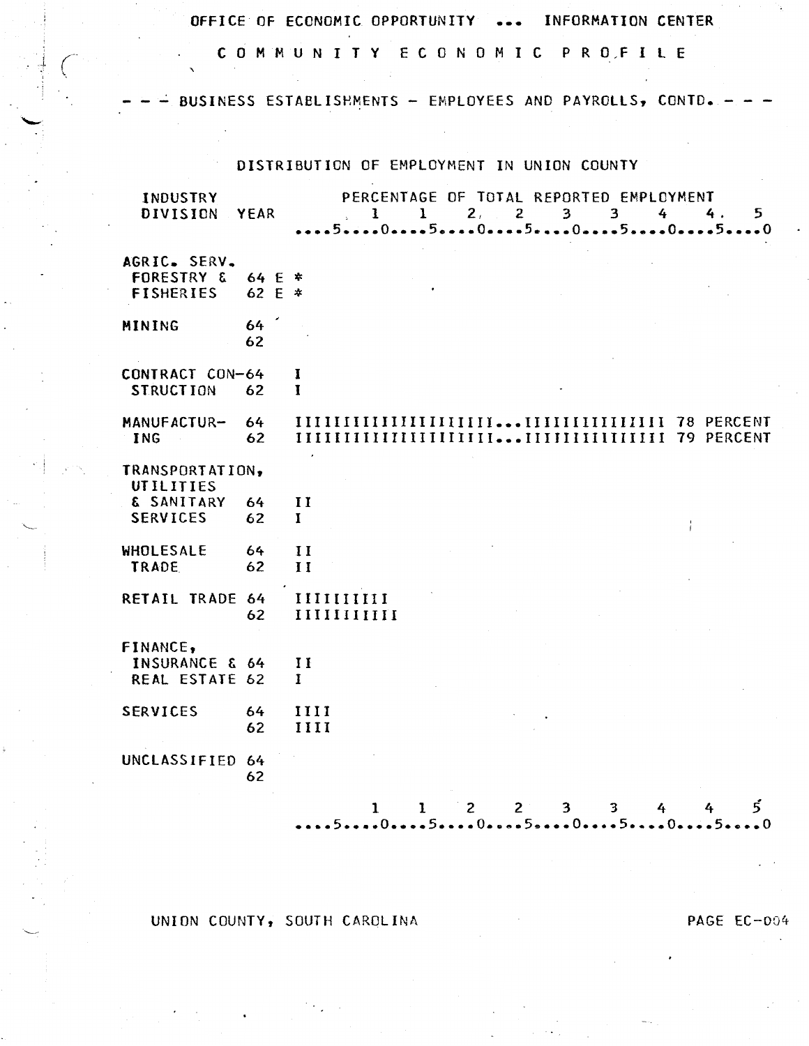OFFICE OF ECONOMIC OPPORTUNITY ... INFORMATION CENTER

C O M M U N I T Y   E C O N O M I C   P R O F I L E

- - - BUSINESS ESTABLISHMENTS - EMPLOYEES AND PAYROLLS, CONTD. - - -

## DISTRIBUTION OF EMPLOYMENT IN UNION COUNTY

```
 INDUSTRY              PERCENTAGE OF TOTAL REPORTED EMPLOYMENT
 DIVISION   YEAR          1    1    2    2    3    3    4    4    5
                      ....5....0....5....0....5....0....5....0....5....0

AGRIC. SERV.
 FORESTRY &   64 E *
 FISHERIES    62 E *

MINING        64
              62

CONTRACT CON-64    I
 STRUCTION    62   I

MANUFACTUR-   64   IIIIIIIIIIIIIIIIIIII...IIIIIIIIIIIIII 78 PERCENT
 ING          62   IIIIIIIIIIIIIIIIIIII...IIIIIIIIIIIIII 79 PERCENT

TRANSPORTATION,
 UTILITIES
 & SANITARY   64   II
 SERVICES     62   I

WHOLESALE     64   II
 TRADE        62   II

RETAIL TRADE  64   IIIIIIIII
              62   IIIIIIIIII

FINANCE,
 INSURANCE &  64   II
 REAL ESTATE  62   I

SERVICES      64   IIII
              62   IIII

UNCLASSIFIED  64
              62

                          1    1    2    2    3    3    4    4    5
                      ....5....0....5....0....5....0....5....0....5....0
```

UNION COUNTY, SOUTH CAROLINA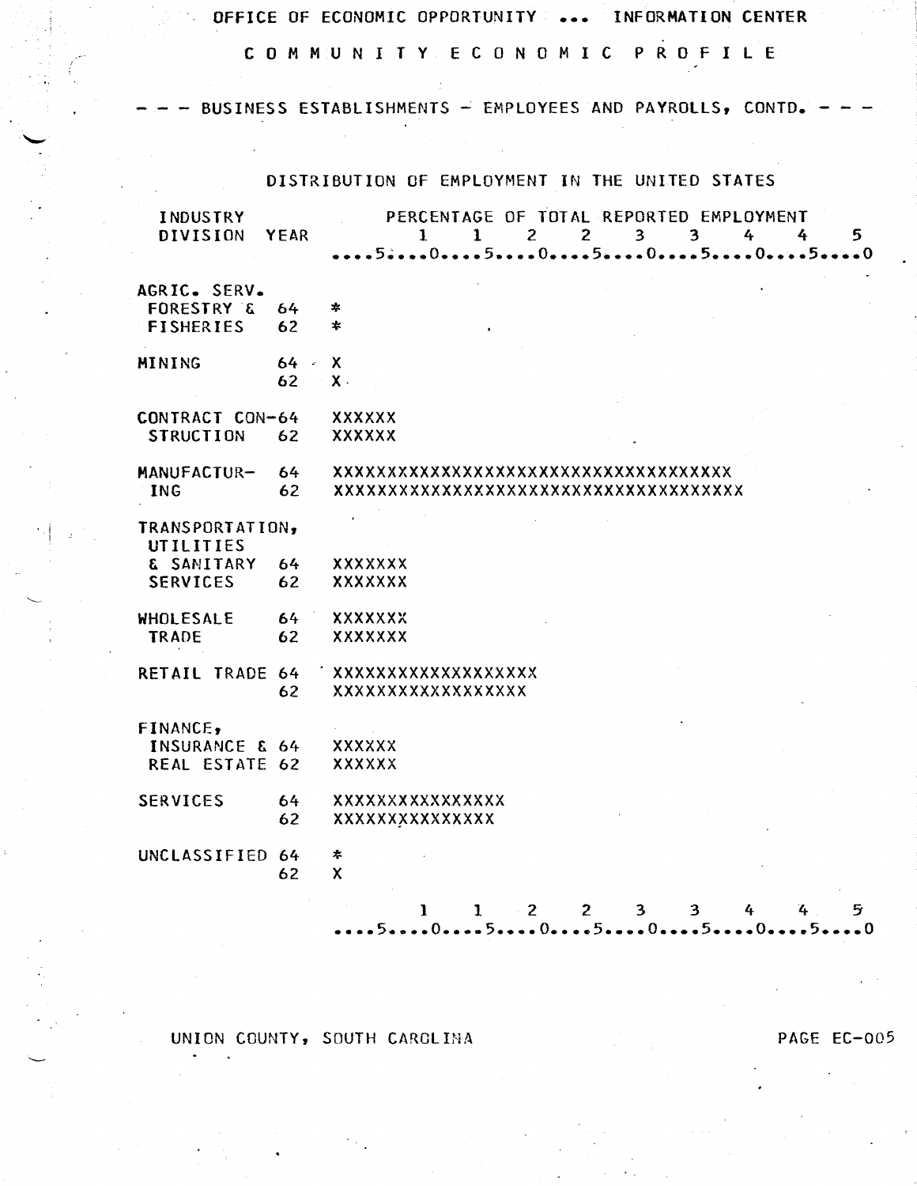OFFICE OF ECONOMIC OPPORTUNITY ... INFORMATION CENTER

COMMUNITY ECONOMIC PROFILE

--- BUSINESS ESTABLISHMENTS - EMPLOYEES AND PAYROLLS, CONTD. ---

DISTRIBUTION OF EMPLOYMENT IN THE UNITED STATES

```
INDUSTRY                PERCENTAGE OF TOTAL REPORTED EMPLOYMENT
DIVISION  YEAR             1    1    2    2    3    3    4    4    5
                  ....5....0....5....0....5....0....5....0....5....0

AGRIC. SERV.
 FORESTRY &  64   *
 FISHERIES   62   *

MINING       64   X
             62   X

CONTRACT CON-64   XXXXXX
 STRUCTION   62   XXXXXX

MANUFACTUR-  64   XXXXXXXXXXXXXXXXXXXXXXXXXXXXXXXXXXXXX
 ING         62   XXXXXXXXXXXXXXXXXXXXXXXXXXXXXXXXXXXXXX

TRANSPORTATION,
 UTILITIES
 & SANITARY  64   XXXXXXX
 SERVICES    62   XXXXXXX

WHOLESALE    64   XXXXXXX
 TRADE       62   XXXXXXX

RETAIL TRADE 64   XXXXXXXXXXXXXXXXXXX
             62   XXXXXXXXXXXXXXXXXX

FINANCE,
 INSURANCE & 64   XXXXXX
 REAL ESTATE 62   XXXXXX

SERVICES     64   XXXXXXXXXXXXXXXX
             62   XXXXXXXXXXXXXXX

UNCLASSIFIED 64   *
             62   X

                       1    1    2    2    3    3    4    4    5
                  ....5....0....5....0....5....0....5....0....5....0
```

UNION COUNTY, SOUTH CAROLINA

PAGE EC-005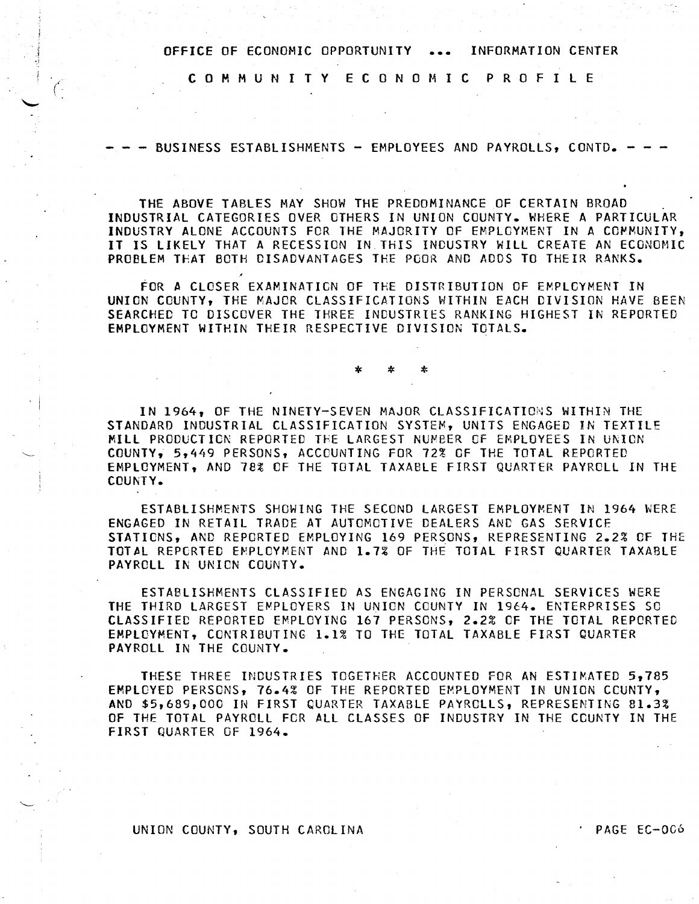OFFICE OF ECONOMIC OPPORTUNITY ... INFORMATION CENTER

# COMMUNITY ECONOMIC PROFILE

## - - - BUSINESS ESTABLISHMENTS - EMPLOYEES AND PAYROLLS, CONTD. - - -

THE ABOVE TABLES MAY SHOW THE PREDOMINANCE OF CERTAIN BROAD INDUSTRIAL CATEGORIES OVER OTHERS IN UNION COUNTY. WHERE A PARTICULAR INDUSTRY ALONE ACCOUNTS FOR THE MAJORITY OF EMPLOYMENT IN A COMMUNITY, IT IS LIKELY THAT A RECESSION IN THIS INDUSTRY WILL CREATE AN ECONOMIC PROBLEM THAT BOTH DISADVANTAGES THE POOR AND ADDS TO THEIR RANKS.

FOR A CLOSER EXAMINATION OF THE DISTRIBUTION OF EMPLOYMENT IN UNION COUNTY, THE MAJOR CLASSIFICATIONS WITHIN EACH DIVISION HAVE BEEN SEARCHED TO DISCOVER THE THREE INDUSTRIES RANKING HIGHEST IN REPORTED EMPLOYMENT WITHIN THEIR RESPECTIVE DIVISION TOTALS.

\* \* \*

IN 1964, OF THE NINETY-SEVEN MAJOR CLASSIFICATIONS WITHIN THE STANDARD INDUSTRIAL CLASSIFICATION SYSTEM, UNITS ENGAGED IN TEXTILE MILL PRODUCTION REPORTED THE LARGEST NUMBER OF EMPLOYEES IN UNION COUNTY, 5,449 PERSONS, ACCOUNTING FOR 72% OF THE TOTAL REPORTED EMPLOYMENT, AND 78% OF THE TOTAL TAXABLE FIRST QUARTER PAYROLL IN THE COUNTY.

ESTABLISHMENTS SHOWING THE SECOND LARGEST EMPLOYMENT IN 1964 WERE ENGAGED IN RETAIL TRADE AT AUTOMOTIVE DEALERS AND GAS SERVICE STATIONS, AND REPORTED EMPLOYING 169 PERSONS, REPRESENTING 2.2% OF THE TOTAL REPORTED EMPLOYMENT AND 1.7% OF THE TOTAL FIRST QUARTER TAXABLE PAYROLL IN UNION COUNTY.

ESTABLISHMENTS CLASSIFIED AS ENGAGING IN PERSONAL SERVICES WERE THE THIRD LARGEST EMPLOYERS IN UNION COUNTY IN 1964. ENTERPRISES SO CLASSIFIED REPORTED EMPLOYING 167 PERSONS, 2.2% OF THE TOTAL REPORTED EMPLOYMENT, CONTRIBUTING 1.1% TO THE TOTAL TAXABLE FIRST QUARTER PAYROLL IN THE COUNTY.

THESE THREE INDUSTRIES TOGETHER ACCOUNTED FOR AN ESTIMATED 5,785 EMPLOYED PERSONS, 76.4% OF THE REPORTED EMPLOYMENT IN UNION COUNTY, AND $5,689,000 IN FIRST QUARTER TAXABLE PAYROLLS, REPRESENTING 81.3% OF THE TOTAL PAYROLL FOR ALL CLASSES OF INDUSTRY IN THE COUNTY IN THE FIRST QUARTER OF 1964.

UNION COUNTY, SOUTH CAROLINA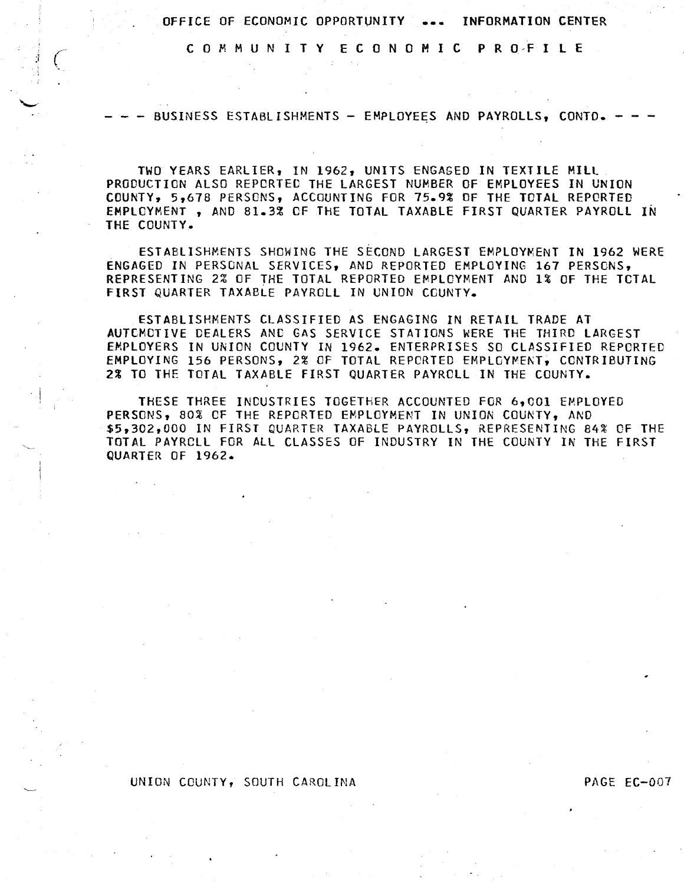OFFICE OF ECONOMIC OPPORTUNITY ... INFORMATION CENTER

COMMUNITY ECONOMIC PROFILE

## --- BUSINESS ESTABLISHMENTS - EMPLOYEES AND PAYROLLS, CONTD. ---

TWO YEARS EARLIER, IN 1962, UNITS ENGAGED IN TEXTILE MILL PRODUCTION ALSO REPORTED THE LARGEST NUMBER OF EMPLOYEES IN UNION COUNTY, 5,678 PERSONS, ACCOUNTING FOR 75.9% OF THE TOTAL REPORTED EMPLOYMENT , AND 81.3% OF THE TOTAL TAXABLE FIRST QUARTER PAYROLL IN THE COUNTY.

ESTABLISHMENTS SHOWING THE SECOND LARGEST EMPLOYMENT IN 1962 WERE ENGAGED IN PERSONAL SERVICES, AND REPORTED EMPLOYING 167 PERSONS, REPRESENTING 2% OF THE TOTAL REPORTED EMPLOYMENT AND 1% OF THE TOTAL FIRST QUARTER TAXABLE PAYROLL IN UNION COUNTY.

ESTABLISHMENTS CLASSIFIED AS ENGAGING IN RETAIL TRADE AT AUTOMOTIVE DEALERS AND GAS SERVICE STATIONS WERE THE THIRD LARGEST EMPLOYERS IN UNION COUNTY IN 1962. ENTERPRISES SO CLASSIFIED REPORTED EMPLOYING 156 PERSONS, 2% OF TOTAL REPORTED EMPLOYMENT, CONTRIBUTING 2% TO THE TOTAL TAXABLE FIRST QUARTER PAYROLL IN THE COUNTY.

THESE THREE INDUSTRIES TOGETHER ACCOUNTED FOR 6,001 EMPLOYED PERSONS, 80% OF THE REPORTED EMPLOYMENT IN UNION COUNTY, AND $5,302,000 IN FIRST QUARTER TAXABLE PAYROLLS, REPRESENTING 84% OF THE TOTAL PAYROLL FOR ALL CLASSES OF INDUSTRY IN THE COUNTY IN THE FIRST QUARTER OF 1962.

UNION COUNTY, SOUTH CAROLINA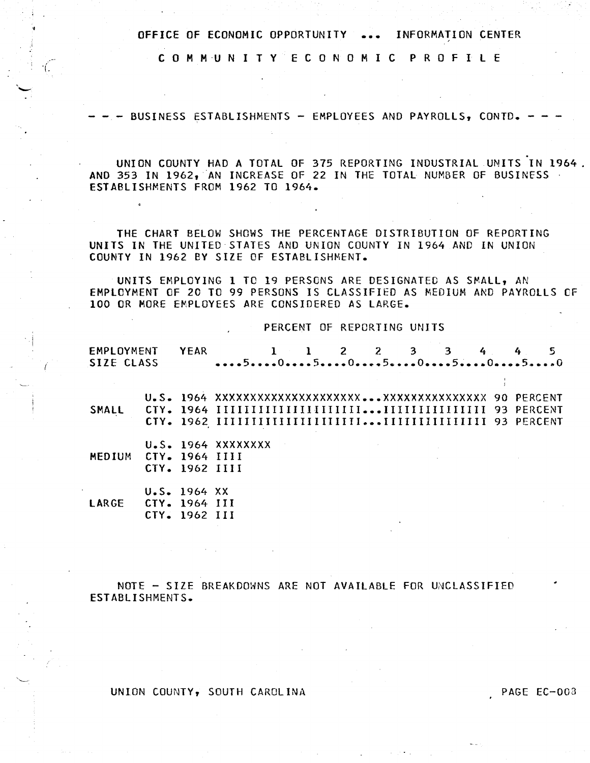OFFICE OF ECONOMIC OPPORTUNITY ... INFORMATION CENTER

COMMUNITY ECONOMIC PROFILE

## - - - BUSINESS ESTABLISHMENTS - EMPLOYEES AND PAYROLLS, CONTD. - - -

UNION COUNTY HAD A TOTAL OF 375 REPORTING INDUSTRIAL UNITS IN 1964 AND 353 IN 1962, AN INCREASE OF 22 IN THE TOTAL NUMBER OF BUSINESS ESTABLISHMENTS FROM 1962 TO 1964.

THE CHART BELOW SHOWS THE PERCENTAGE DISTRIBUTION OF REPORTING UNITS IN THE UNITED STATES AND UNION COUNTY IN 1964 AND IN UNION COUNTY IN 1962 BY SIZE OF ESTABLISHMENT.

UNITS EMPLOYING 1 TO 19 PERSONS ARE DESIGNATED AS SMALL, AN EMPLOYMENT OF 20 TO 99 PERSONS IS CLASSIFIED AS MEDIUM AND PAYROLLS OF 100 OR MORE EMPLOYEES ARE CONSIDERED AS LARGE.

```
                              PERCENT OF REPORTING UNITS

EMPLOYMENT   YEAR          1    1    2    2    3    3    4    4    5
SIZE CLASS             ....5....0....5....0....5....0....5....0....5....0

        U.S. 1964 XXXXXXXXXXXXXXXXXXXX...XXXXXXXXXXXXXXX 90 PERCENT
SMALL   CTY. 1964 IIIIIIIIIIIIIIIIIIIII...IIIIIIIIIIIIIII 93 PERCENT
        CTY. 1962 IIIIIIIIIIIIIIIIIIIII...IIIIIIIIIIIIIII 93 PERCENT

        U.S. 1964 XXXXXXXX
MEDIUM  CTY. 1964 IIII
        CTY. 1962 IIII

        U.S. 1964 XX
LARGE   CTY. 1964 III
        CTY. 1962 III
```

NOTE - SIZE BREAKDOWNS ARE NOT AVAILABLE FOR UNCLASSIFIED ESTABLISHMENTS.

UNION COUNTY, SOUTH CAROLINA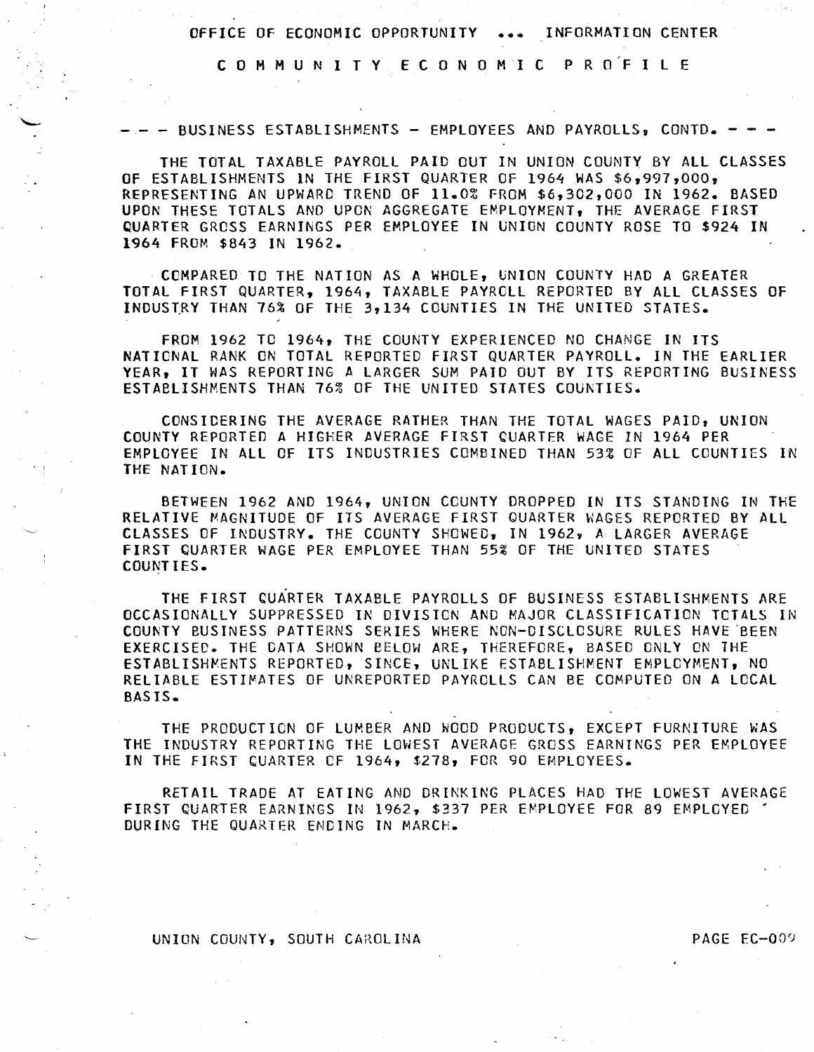OFFICE OF ECONOMIC OPPORTUNITY ... INFORMATION CENTER

COMMUNITY ECONOMIC PROFILE

### --- BUSINESS ESTABLISHMENTS - EMPLOYEES AND PAYROLLS, CONTD. ---

THE TOTAL TAXABLE PAYROLL PAID OUT IN UNION COUNTY BY ALL CLASSES OF ESTABLISHMENTS IN THE FIRST QUARTER OF 1964 WAS $6,997,000, REPRESENTING AN UPWARD TREND OF 11.0% FROM $6,302,000 IN 1962. BASED UPON THESE TOTALS AND UPON AGGREGATE EMPLOYMENT, THE AVERAGE FIRST QUARTER GROSS EARNINGS PER EMPLOYEE IN UNION COUNTY ROSE TO $924 IN 1964 FROM $843 IN 1962.

COMPARED TO THE NATION AS A WHOLE, UNION COUNTY HAD A GREATER TOTAL FIRST QUARTER, 1964, TAXABLE PAYROLL REPORTED BY ALL CLASSES OF INDUSTRY THAN 76% OF THE 3,134 COUNTIES IN THE UNITED STATES.

FROM 1962 TO 1964, THE COUNTY EXPERIENCED NO CHANGE IN ITS NATIONAL RANK ON TOTAL REPORTED FIRST QUARTER PAYROLL. IN THE EARLIER YEAR, IT WAS REPORTING A LARGER SUM PAID OUT BY ITS REPORTING BUSINESS ESTABLISHMENTS THAN 76% OF THE UNITED STATES COUNTIES.

CONSIDERING THE AVERAGE RATHER THAN THE TOTAL WAGES PAID, UNION COUNTY REPORTED A HIGHER AVERAGE FIRST QUARTER WAGE IN 1964 PER EMPLOYEE IN ALL OF ITS INDUSTRIES COMBINED THAN 53% OF ALL COUNTIES IN THE NATION.

BETWEEN 1962 AND 1964, UNION COUNTY DROPPED IN ITS STANDING IN THE RELATIVE MAGNITUDE OF ITS AVERAGE FIRST QUARTER WAGES REPORTED BY ALL CLASSES OF INDUSTRY. THE COUNTY SHOWED, IN 1962, A LARGER AVERAGE FIRST QUARTER WAGE PER EMPLOYEE THAN 55% OF THE UNITED STATES COUNTIES.

THE FIRST QUARTER TAXABLE PAYROLLS OF BUSINESS ESTABLISHMENTS ARE OCCASIONALLY SUPPRESSED IN DIVISION AND MAJOR CLASSIFICATION TOTALS IN COUNTY BUSINESS PATTERNS SERIES WHERE NON-DISCLOSURE RULES HAVE BEEN EXERCISED. THE DATA SHOWN BELOW ARE, THEREFORE, BASED ONLY ON THE ESTABLISHMENTS REPORTED, SINCE, UNLIKE ESTABLISHMENT EMPLOYMENT, NO RELIABLE ESTIMATES OF UNREPORTED PAYROLLS CAN BE COMPUTED ON A LOCAL BASIS.

THE PRODUCTION OF LUMBER AND WOOD PRODUCTS, EXCEPT FURNITURE WAS THE INDUSTRY REPORTING THE LOWEST AVERAGE GROSS EARNINGS PER EMPLOYEE IN THE FIRST QUARTER OF 1964, $278, FOR 90 EMPLOYEES.

RETAIL TRADE AT EATING AND DRINKING PLACES HAD THE LOWEST AVERAGE FIRST QUARTER EARNINGS IN 1962, $337 PER EMPLOYEE FOR 89 EMPLOYED DURING THE QUARTER ENDING IN MARCH.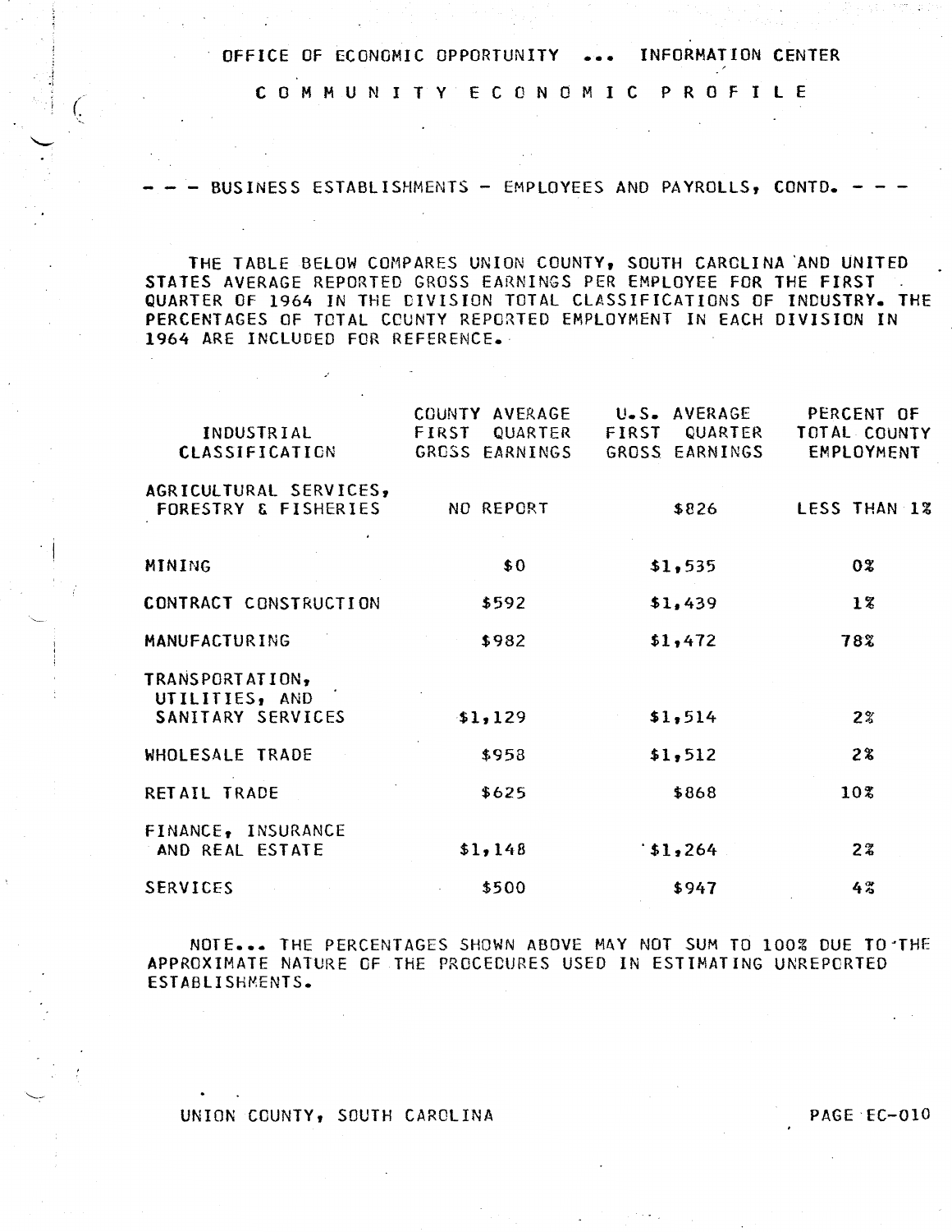OFFICE OF ECONOMIC OPPORTUNITY ... INFORMATION CENTER

# COMMUNITY ECONOMIC PROFILE

## --- BUSINESS ESTABLISHMENTS - EMPLOYEES AND PAYROLLS, CONTD. ---

THE TABLE BELOW COMPARES UNION COUNTY, SOUTH CAROLINA AND UNITED STATES AVERAGE REPORTED GROSS EARNINGS PER EMPLOYEE FOR THE FIRST QUARTER OF 1964 IN THE DIVISION TOTAL CLASSIFICATIONS OF INDUSTRY. THE PERCENTAGES OF TOTAL COUNTY REPORTED EMPLOYMENT IN EACH DIVISION IN 1964 ARE INCLUDED FOR REFERENCE.

| INDUSTRIAL CLASSIFICATION | COUNTY AVERAGE FIRST QUARTER GROSS EARNINGS | U.S. AVERAGE FIRST QUARTER GROSS EARNINGS | PERCENT OF TOTAL COUNTY EMPLOYMENT |
|---|---|---|---|
| AGRICULTURAL SERVICES, FORESTRY & FISHERIES | NO REPORT | $826 | LESS THAN 1% |
| MINING | $0 | $1,535 | 0% |
| CONTRACT CONSTRUCTION | $592 | $1,439 | 1% |
| MANUFACTURING | $982 | $1,472 | 78% |
| TRANSPORTATION, UTILITIES, AND SANITARY SERVICES | $1,129 | $1,514 | 2% |
| WHOLESALE TRADE | $958 | $1,512 | 2% |
| RETAIL TRADE | $625 | $868 | 10% |
| FINANCE, INSURANCE AND REAL ESTATE | $1,148 | $1,264 | 2% |
| SERVICES | $500 | $947 | 4% |

NOTE... THE PERCENTAGES SHOWN ABOVE MAY NOT SUM TO 100% DUE TO THE APPROXIMATE NATURE OF THE PROCEDURES USED IN ESTIMATING UNREPORTED ESTABLISHMENTS.

UNION COUNTY, SOUTH CAROLINA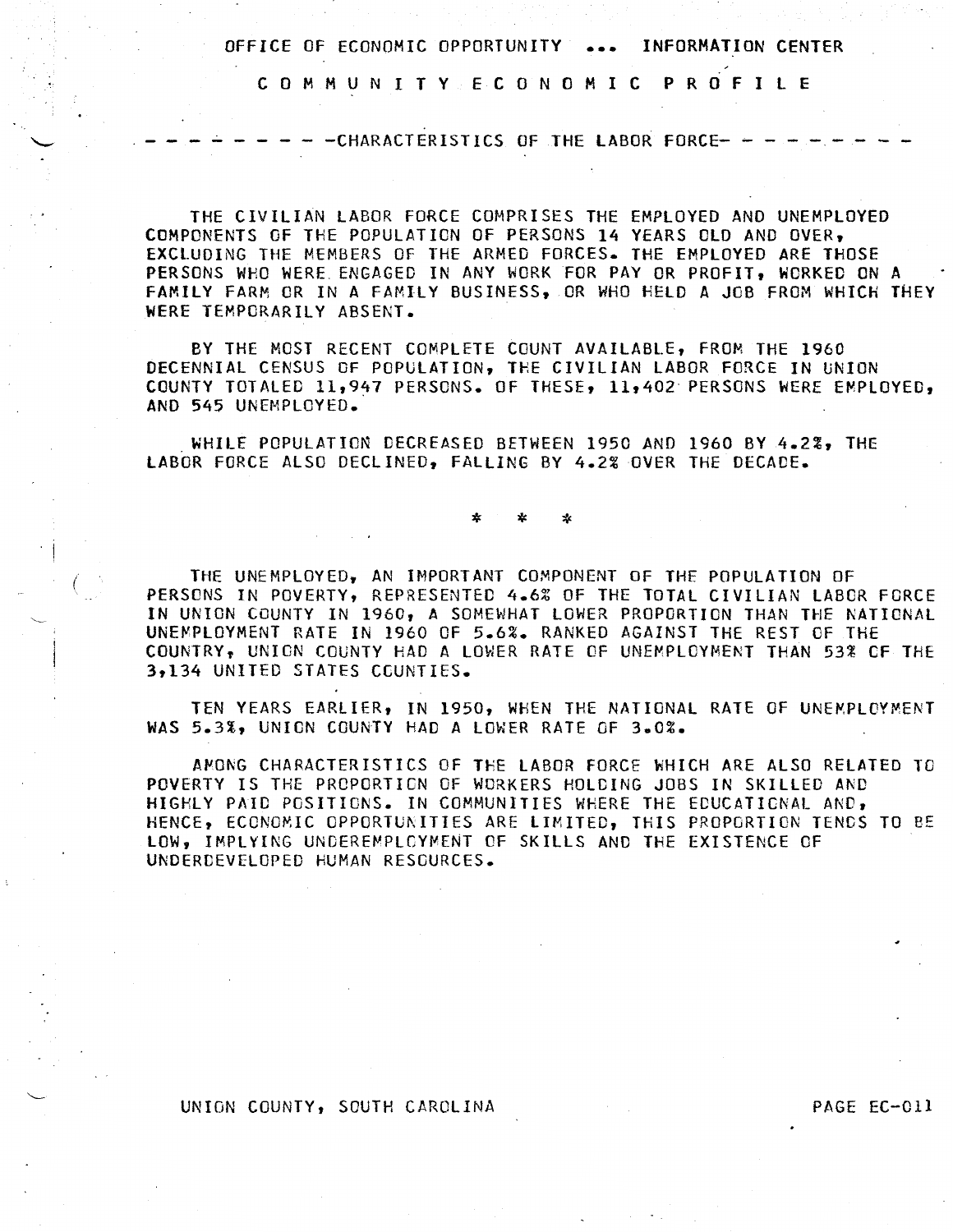OFFICE OF ECONOMIC OPPORTUNITY ... INFORMATION CENTER

# COMMUNITY ECONOMIC PROFILE

## CHARACTERISTICS OF THE LABOR FORCE

THE CIVILIAN LABOR FORCE COMPRISES THE EMPLOYED AND UNEMPLOYED COMPONENTS OF THE POPULATION OF PERSONS 14 YEARS OLD AND OVER, EXCLUDING THE MEMBERS OF THE ARMED FORCES. THE EMPLOYED ARE THOSE PERSONS WHO WERE ENGAGED IN ANY WORK FOR PAY OR PROFIT, WORKED ON A FAMILY FARM OR IN A FAMILY BUSINESS, OR WHO HELD A JOB FROM WHICH THEY WERE TEMPORARILY ABSENT.

BY THE MOST RECENT COMPLETE COUNT AVAILABLE, FROM THE 1960 DECENNIAL CENSUS OF POPULATION, THE CIVILIAN LABOR FORCE IN UNION COUNTY TOTALED 11,947 PERSONS. OF THESE, 11,402 PERSONS WERE EMPLOYED, AND 545 UNEMPLOYED.

WHILE POPULATION DECREASED BETWEEN 1950 AND 1960 BY 4.2%, THE LABOR FORCE ALSO DECLINED, FALLING BY 4.2% OVER THE DECADE.

\* \* \*

THE UNEMPLOYED, AN IMPORTANT COMPONENT OF THE POPULATION OF PERSONS IN POVERTY, REPRESENTED 4.6% OF THE TOTAL CIVILIAN LABOR FORCE IN UNION COUNTY IN 1960, A SOMEWHAT LOWER PROPORTION THAN THE NATIONAL UNEMPLOYMENT RATE IN 1960 OF 5.6%. RANKED AGAINST THE REST OF THE COUNTRY, UNION COUNTY HAD A LOWER RATE OF UNEMPLOYMENT THAN 53% OF THE 3,134 UNITED STATES COUNTIES.

TEN YEARS EARLIER, IN 1950, WHEN THE NATIONAL RATE OF UNEMPLOYMENT WAS 5.3%, UNION COUNTY HAD A LOWER RATE OF 3.0%.

AMONG CHARACTERISTICS OF THE LABOR FORCE WHICH ARE ALSO RELATED TO POVERTY IS THE PROPORTION OF WORKERS HOLDING JOBS IN SKILLED AND HIGHLY PAID POSITIONS. IN COMMUNITIES WHERE THE EDUCATIONAL AND, HENCE, ECONOMIC OPPORTUNITIES ARE LIMITED, THIS PROPORTION TENDS TO BE LOW, IMPLYING UNDEREMPLOYMENT OF SKILLS AND THE EXISTENCE OF UNDERDEVELOPED HUMAN RESOURCES.

UNION COUNTY, SOUTH CAROLINA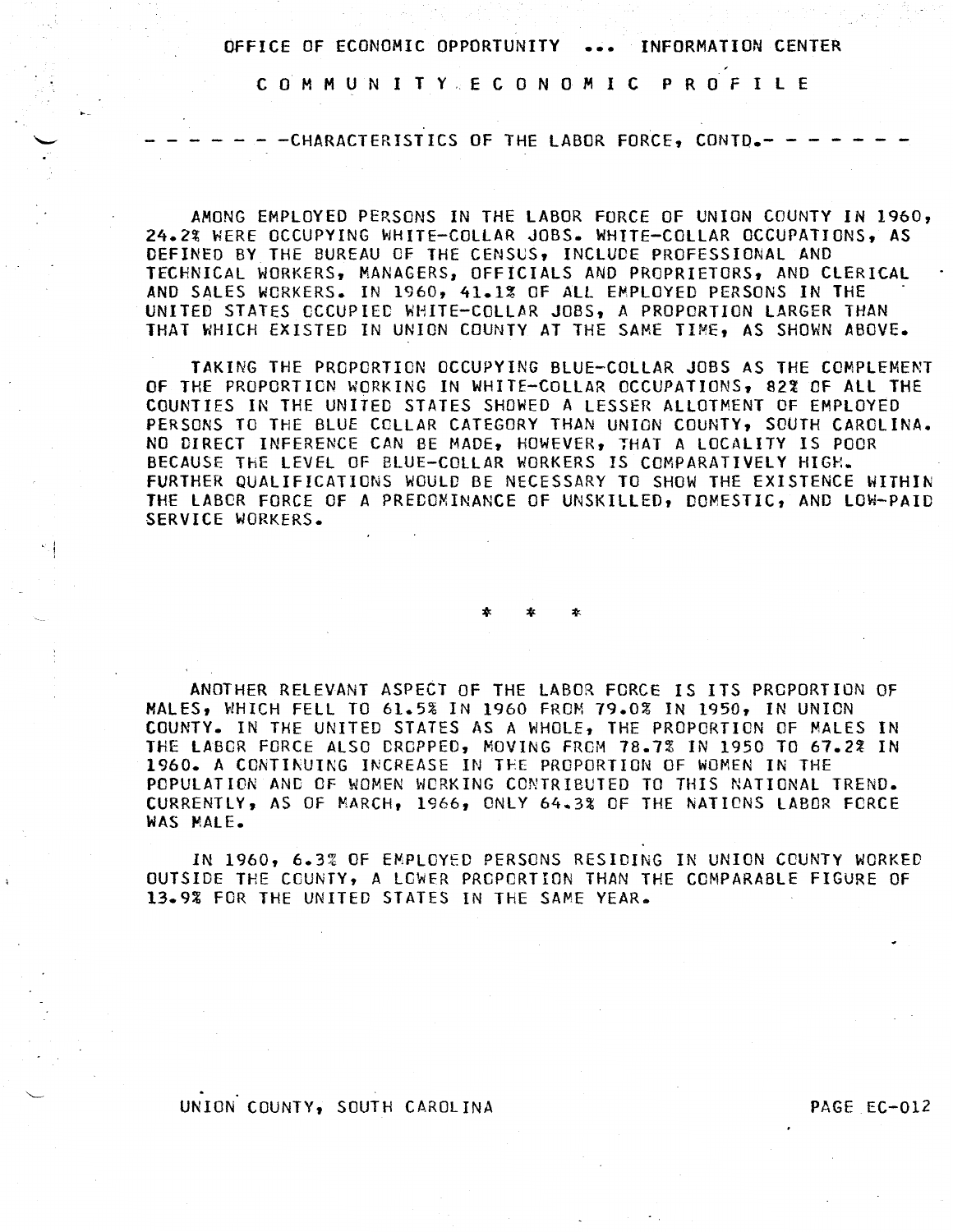## CHARACTERISTICS OF THE LABOR FORCE, CONTD.

AMONG EMPLOYED PERSONS IN THE LABOR FORCE OF UNION COUNTY IN 1960, 24.2% WERE OCCUPYING WHITE-COLLAR JOBS. WHITE-COLLAR OCCUPATIONS, AS DEFINED BY THE BUREAU OF THE CENSUS, INCLUDE PROFESSIONAL AND TECHNICAL WORKERS, MANAGERS, OFFICIALS AND PROPRIETORS, AND CLERICAL AND SALES WORKERS. IN 1960, 41.1% OF ALL EMPLOYED PERSONS IN THE UNITED STATES OCCUPIED WHITE-COLLAR JOBS, A PROPORTION LARGER THAN THAT WHICH EXISTED IN UNION COUNTY AT THE SAME TIME, AS SHOWN ABOVE.

TAKING THE PROPORTION OCCUPYING BLUE-COLLAR JOBS AS THE COMPLEMENT OF THE PROPORTION WORKING IN WHITE-COLLAR OCCUPATIONS, 82% OF ALL THE COUNTIES IN THE UNITED STATES SHOWED A LESSER ALLOTMENT OF EMPLOYED PERSONS TO THE BLUE COLLAR CATEGORY THAN UNION COUNTY, SOUTH CAROLINA. NO DIRECT INFERENCE CAN BE MADE, HOWEVER, THAT A LOCALITY IS POOR BECAUSE THE LEVEL OF BLUE-COLLAR WORKERS IS COMPARATIVELY HIGH. FURTHER QUALIFICATIONS WOULD BE NECESSARY TO SHOW THE EXISTENCE WITHIN THE LABOR FORCE OF A PREDOMINANCE OF UNSKILLED, DOMESTIC, AND LOW-PAID SERVICE WORKERS.

\* \* \*

ANOTHER RELEVANT ASPECT OF THE LABOR FORCE IS ITS PROPORTION OF MALES, WHICH FELL TO 61.5% IN 1960 FROM 79.0% IN 1950, IN UNION COUNTY. IN THE UNITED STATES AS A WHOLE, THE PROPORTION OF MALES IN THE LABOR FORCE ALSO DROPPED, MOVING FROM 78.7% IN 1950 TO 67.2% IN 1960. A CONTINUING INCREASE IN THE PROPORTION OF WOMEN IN THE POPULATION AND OF WOMEN WORKING CONTRIBUTED TO THIS NATIONAL TREND. CURRENTLY, AS OF MARCH, 1966, ONLY 64.3% OF THE NATIONS LABOR FORCE WAS MALE.

IN 1960, 6.3% OF EMPLOYED PERSONS RESIDING IN UNION COUNTY WORKED OUTSIDE THE COUNTY, A LOWER PROPORTION THAN THE COMPARABLE FIGURE OF 13.9% FOR THE UNITED STATES IN THE SAME YEAR.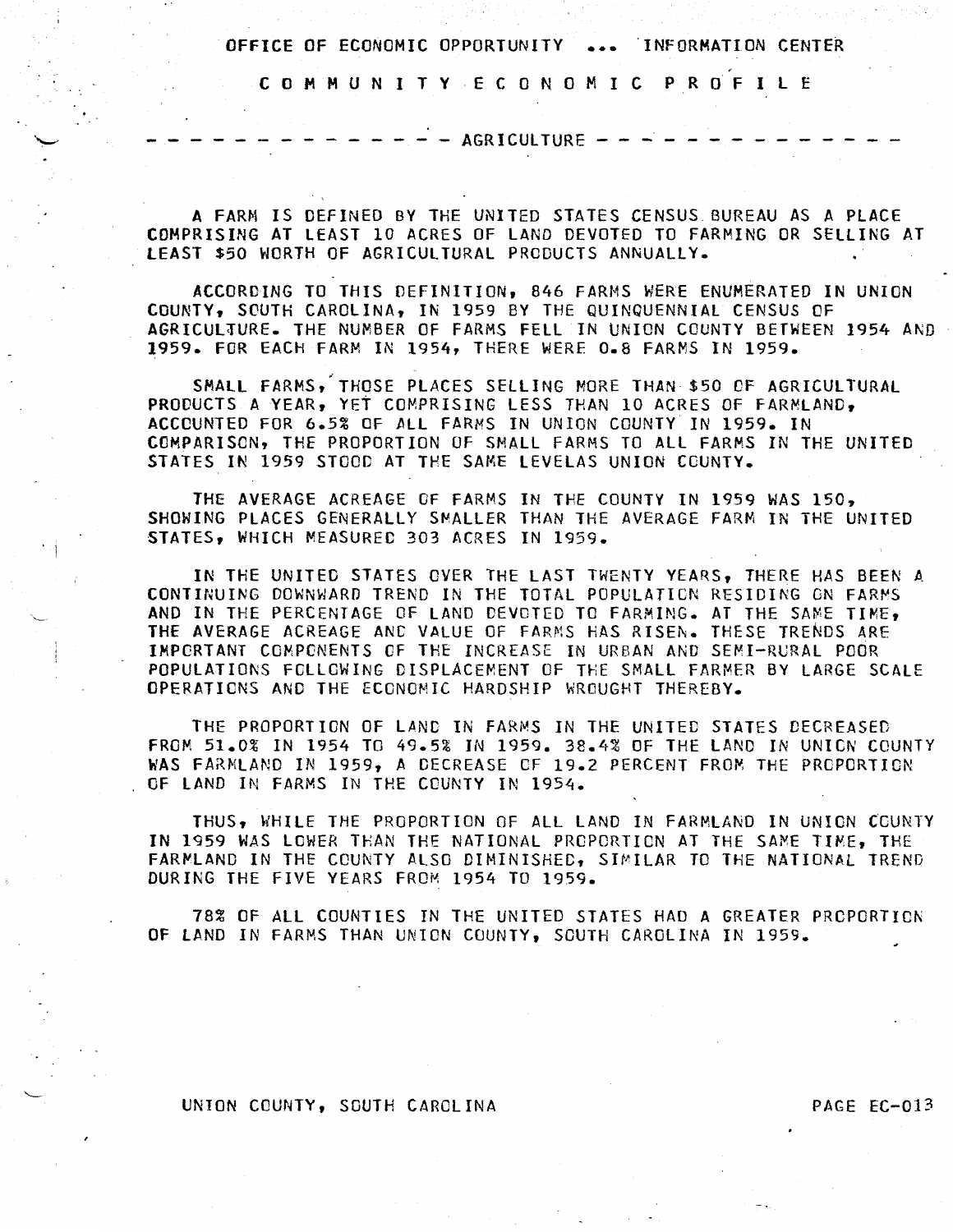OFFICE OF ECONOMIC OPPORTUNITY ... INFORMATION CENTER

# COMMUNITY ECONOMIC PROFILE

## AGRICULTURE

A FARM IS DEFINED BY THE UNITED STATES CENSUS BUREAU AS A PLACE COMPRISING AT LEAST 10 ACRES OF LAND DEVOTED TO FARMING OR SELLING AT LEAST $50 WORTH OF AGRICULTURAL PRODUCTS ANNUALLY.

ACCORDING TO THIS DEFINITION, 846 FARMS WERE ENUMERATED IN UNION COUNTY, SOUTH CAROLINA, IN 1959 BY THE QUINQUENNIAL CENSUS OF AGRICULTURE. THE NUMBER OF FARMS FELL IN UNION COUNTY BETWEEN 1954 AND 1959. FOR EACH FARM IN 1954, THERE WERE 0.8 FARMS IN 1959.

SMALL FARMS, THOSE PLACES SELLING MORE THAN $50 OF AGRICULTURAL PRODUCTS A YEAR, YET COMPRISING LESS THAN 10 ACRES OF FARMLAND, ACCOUNTED FOR 6.5% OF ALL FARMS IN UNION COUNTY IN 1959. IN COMPARISON, THE PROPORTION OF SMALL FARMS TO ALL FARMS IN THE UNITED STATES IN 1959 STOOD AT THE SAME LEVELAS UNION COUNTY.

THE AVERAGE ACREAGE OF FARMS IN THE COUNTY IN 1959 WAS 150, SHOWING PLACES GENERALLY SMALLER THAN THE AVERAGE FARM IN THE UNITED STATES, WHICH MEASURED 303 ACRES IN 1959.

IN THE UNITED STATES OVER THE LAST TWENTY YEARS, THERE HAS BEEN A CONTINUING DOWNWARD TREND IN THE TOTAL POPULATION RESIDING ON FARMS AND IN THE PERCENTAGE OF LAND DEVOTED TO FARMING. AT THE SAME TIME, THE AVERAGE ACREAGE AND VALUE OF FARMS HAS RISEN. THESE TRENDS ARE IMPORTANT COMPONENTS OF THE INCREASE IN URBAN AND SEMI-RURAL POOR POPULATIONS FOLLOWING DISPLACEMENT OF THE SMALL FARMER BY LARGE SCALE OPERATIONS AND THE ECONOMIC HARDSHIP WROUGHT THEREBY.

THE PROPORTION OF LAND IN FARMS IN THE UNITED STATES DECREASED FROM 51.0% IN 1954 TO 49.5% IN 1959. 38.4% OF THE LAND IN UNION COUNTY WAS FARMLAND IN 1959, A DECREASE OF 19.2 PERCENT FROM THE PROPORTION OF LAND IN FARMS IN THE COUNTY IN 1954.

THUS, WHILE THE PROPORTION OF ALL LAND IN FARMLAND IN UNION COUNTY IN 1959 WAS LOWER THAN THE NATIONAL PROPORTION AT THE SAME TIME, THE FARMLAND IN THE COUNTY ALSO DIMINISHED, SIMILAR TO THE NATIONAL TREND DURING THE FIVE YEARS FROM 1954 TO 1959.

78% OF ALL COUNTIES IN THE UNITED STATES HAD A GREATER PROPORTION OF LAND IN FARMS THAN UNION COUNTY, SOUTH CAROLINA IN 1959.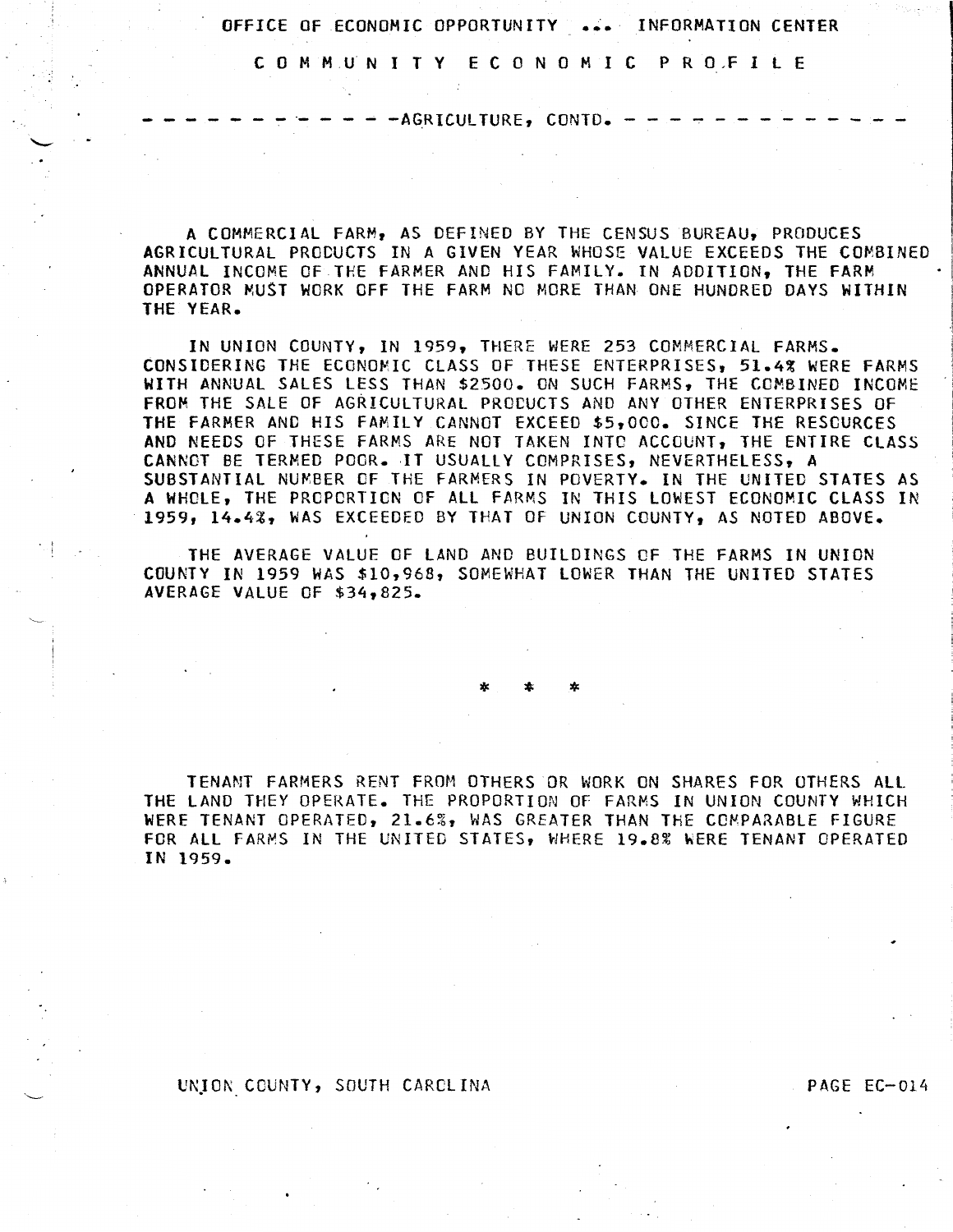## AGRICULTURE, CONTD.

A COMMERCIAL FARM, AS DEFINED BY THE CENSUS BUREAU, PRODUCES AGRICULTURAL PRODUCTS IN A GIVEN YEAR WHOSE VALUE EXCEEDS THE COMBINED ANNUAL INCOME OF THE FARMER AND HIS FAMILY. IN ADDITION, THE FARM OPERATOR MUST WORK OFF THE FARM NO MORE THAN ONE HUNDRED DAYS WITHIN THE YEAR.

IN UNION COUNTY, IN 1959, THERE WERE 253 COMMERCIAL FARMS. CONSIDERING THE ECONOMIC CLASS OF THESE ENTERPRISES, 51.4% WERE FARMS WITH ANNUAL SALES LESS THAN $2500. ON SUCH FARMS, THE COMBINED INCOME FROM THE SALE OF AGRICULTURAL PRODUCTS AND ANY OTHER ENTERPRISES OF THE FARMER AND HIS FAMILY CANNOT EXCEED $5,000. SINCE THE RESOURCES AND NEEDS OF THESE FARMS ARE NOT TAKEN INTO ACCOUNT, THE ENTIRE CLASS CANNOT BE TERMED POOR. IT USUALLY COMPRISES, NEVERTHELESS, A SUBSTANTIAL NUMBER OF THE FARMERS IN POVERTY. IN THE UNITED STATES AS A WHOLE, THE PROPORTION OF ALL FARMS IN THIS LOWEST ECONOMIC CLASS IN 1959, 14.4%, WAS EXCEEDED BY THAT OF UNION COUNTY, AS NOTED ABOVE.

THE AVERAGE VALUE OF LAND AND BUILDINGS OF THE FARMS IN UNION COUNTY IN 1959 WAS $10,968, SOMEWHAT LOWER THAN THE UNITED STATES AVERAGE VALUE OF $34,825.

* * *

TENANT FARMERS RENT FROM OTHERS OR WORK ON SHARES FOR OTHERS ALL THE LAND THEY OPERATE. THE PROPORTION OF FARMS IN UNION COUNTY WHICH WERE TENANT OPERATED, 21.6%, WAS GREATER THAN THE COMPARABLE FIGURE FOR ALL FARMS IN THE UNITED STATES, WHERE 19.8% WERE TENANT OPERATED IN 1959.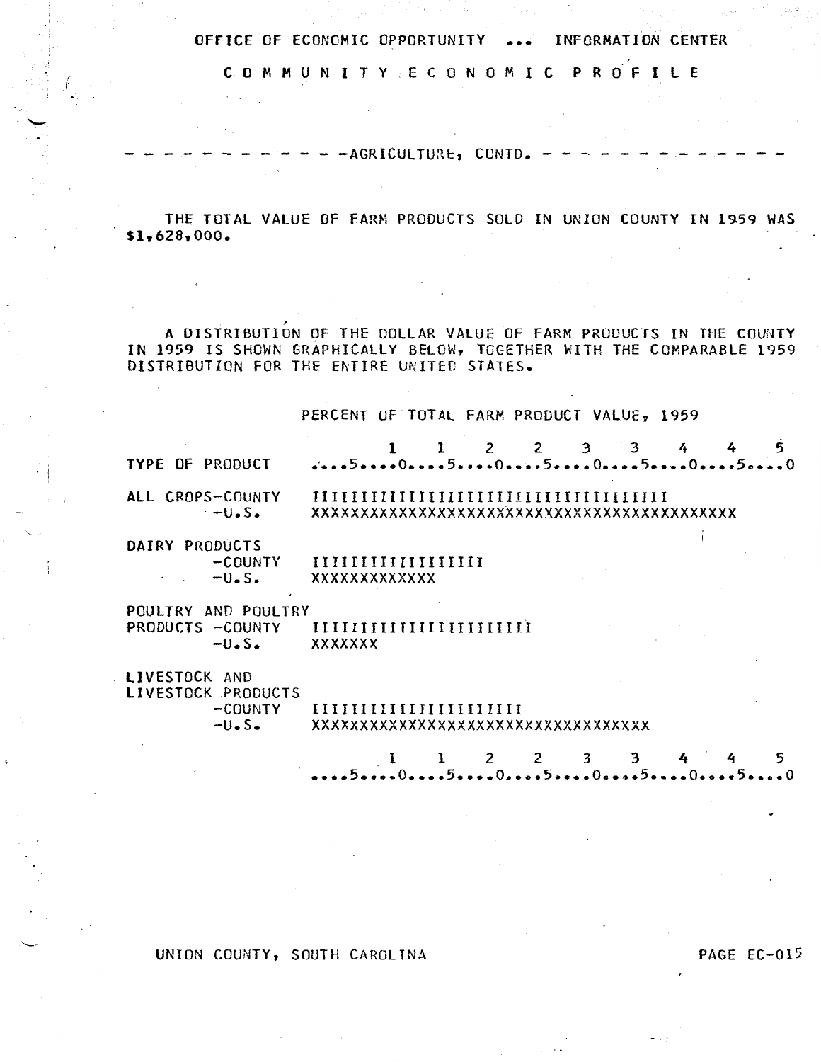OFFICE OF ECONOMIC OPPORTUNITY ... INFORMATION CENTER

# COMMUNITY ECONOMIC PROFILE

## AGRICULTURE, CONTD.

THE TOTAL VALUE OF FARM PRODUCTS SOLD IN UNION COUNTY IN 1959 WAS $1,628,000.

A DISTRIBUTION OF THE DOLLAR VALUE OF FARM PRODUCTS IN THE COUNTY IN 1959 IS SHOWN GRAPHICALLY BELOW, TOGETHER WITH THE COMPARABLE 1959 DISTRIBUTION FOR THE ENTIRE UNITED STATES.

```
                         PERCENT OF TOTAL FARM PRODUCT VALUE, 1959

                                1    1    2    2    3    3    4    4    5
TYPE OF PRODUCT          ....5....0....5....0....5....0....5....0....5....0

ALL CROPS-COUNTY         IIIIIIIIIIIIIIIIIIIIIIIIIIIIIIIIIIIII
         -U.S.           XXXXXXXXXXXXXXXXXXXXXXXXXXXXXXXXXXXXXXXXXXXX

DAIRY PRODUCTS
         -COUNTY         IIIIIIIIIIIIIIIIII
         -U.S.           XXXXXXXXXXXXX

POULTRY AND POULTRY
PRODUCTS -COUNTY         IIIIIIIIIIIIIIIIIIIIIII
         -U.S.           XXXXXXX

LIVESTOCK AND
LIVESTOCK PRODUCTS
         -COUNTY         IIIIIIIIIIIIIIIIIIIIII
         -U.S.           XXXXXXXXXXXXXXXXXXXXXXXXXXXXXXXXXXXX

                                1    1    2    2    3    3    4    4    5
                         ....5....0....5....0....5....0....5....0....5....0
```

UNION COUNTY, SOUTH CAROLINA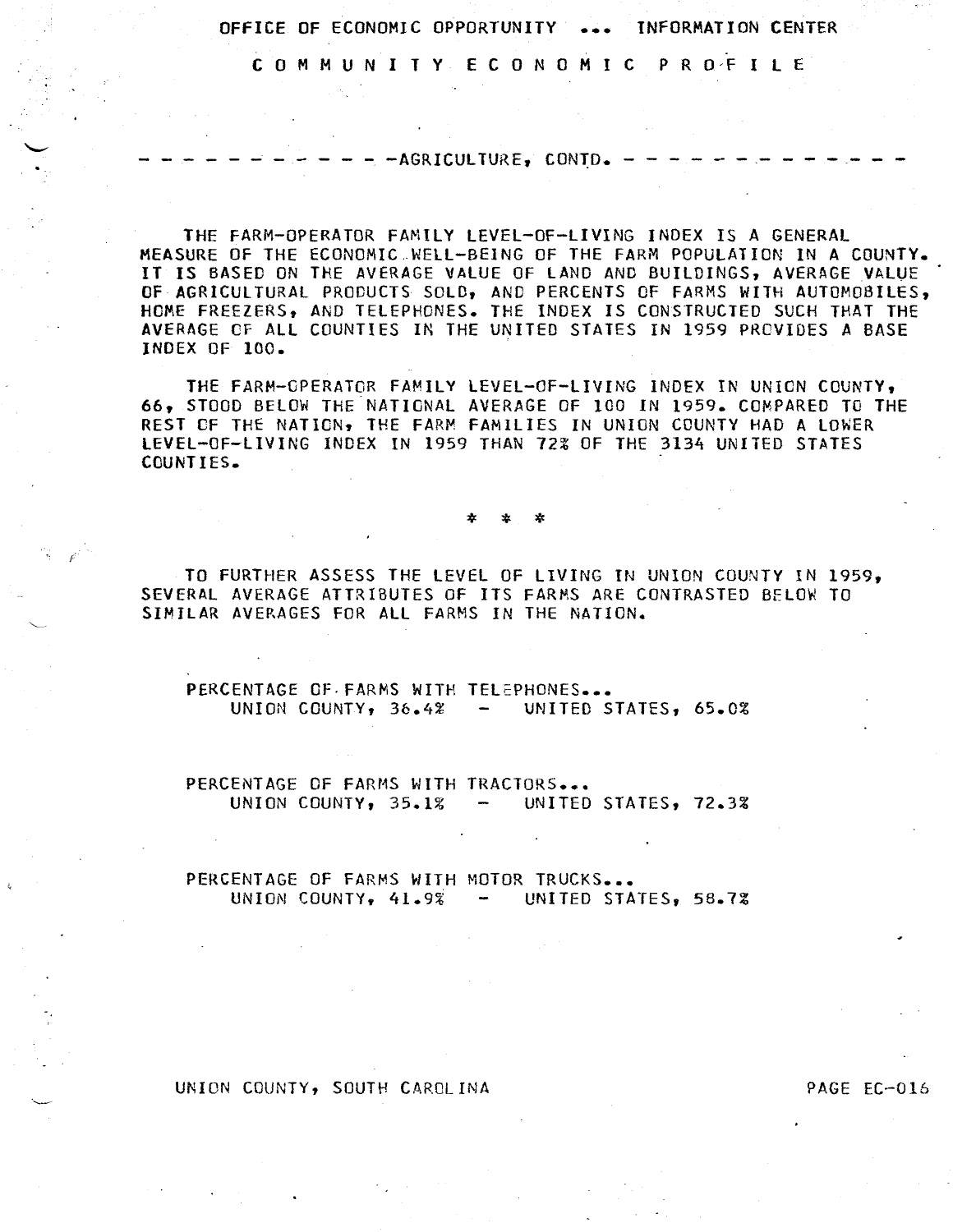## AGRICULTURE, CONTD.

THE FARM-OPERATOR FAMILY LEVEL-OF-LIVING INDEX IS A GENERAL MEASURE OF THE ECONOMIC WELL-BEING OF THE FARM POPULATION IN A COUNTY. IT IS BASED ON THE AVERAGE VALUE OF LAND AND BUILDINGS, AVERAGE VALUE OF AGRICULTURAL PRODUCTS SOLD, AND PERCENTS OF FARMS WITH AUTOMOBILES, HOME FREEZERS, AND TELEPHONES. THE INDEX IS CONSTRUCTED SUCH THAT THE AVERAGE OF ALL COUNTIES IN THE UNITED STATES IN 1959 PROVIDES A BASE INDEX OF 100.

THE FARM-OPERATOR FAMILY LEVEL-OF-LIVING INDEX IN UNION COUNTY, 66, STOOD BELOW THE NATIONAL AVERAGE OF 100 IN 1959. COMPARED TO THE REST OF THE NATION, THE FARM FAMILIES IN UNION COUNTY HAD A LOWER LEVEL-OF-LIVING INDEX IN 1959 THAN 72% OF THE 3134 UNITED STATES COUNTIES.

\* \* \*

TO FURTHER ASSESS THE LEVEL OF LIVING IN UNION COUNTY IN 1959, SEVERAL AVERAGE ATTRIBUTES OF ITS FARMS ARE CONTRASTED BELOW TO SIMILAR AVERAGES FOR ALL FARMS IN THE NATION.

PERCENTAGE OF FARMS WITH TELEPHONES...
UNION COUNTY, 36.4% - UNITED STATES, 65.0%

PERCENTAGE OF FARMS WITH TRACTORS...
UNION COUNTY, 35.1% - UNITED STATES, 72.3%

PERCENTAGE OF FARMS WITH MOTOR TRUCKS...
UNION COUNTY, 41.9% - UNITED STATES, 58.7%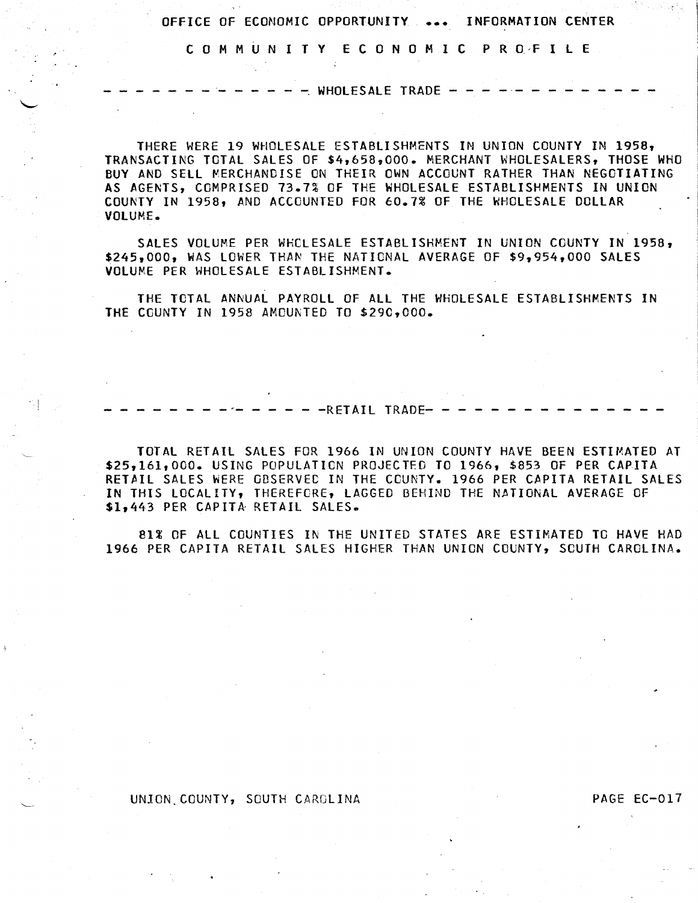OFFICE OF ECONOMIC OPPORTUNITY ... INFORMATION CENTER

# COMMUNITY ECONOMIC PROFILE

## WHOLESALE TRADE

THERE WERE 19 WHOLESALE ESTABLISHMENTS IN UNION COUNTY IN 1958, TRANSACTING TOTAL SALES OF $4,658,000. MERCHANT WHOLESALERS, THOSE WHO BUY AND SELL MERCHANDISE ON THEIR OWN ACCOUNT RATHER THAN NEGOTIATING AS AGENTS, COMPRISED 73.7% OF THE WHOLESALE ESTABLISHMENTS IN UNION COUNTY IN 1958, AND ACCOUNTED FOR 60.7% OF THE WHOLESALE DOLLAR VOLUME.

SALES VOLUME PER WHOLESALE ESTABLISHMENT IN UNION COUNTY IN 1958, $245,000, WAS LOWER THAN THE NATIONAL AVERAGE OF $9,954,000 SALES VOLUME PER WHOLESALE ESTABLISHMENT.

THE TOTAL ANNUAL PAYROLL OF ALL THE WHOLESALE ESTABLISHMENTS IN THE COUNTY IN 1958 AMOUNTED TO $290,000.

## RETAIL TRADE

TOTAL RETAIL SALES FOR 1966 IN UNION COUNTY HAVE BEEN ESTIMATED AT $25,161,000. USING POPULATION PROJECTED TO 1966, $853 OF PER CAPITA RETAIL SALES WERE OBSERVED IN THE COUNTY. 1966 PER CAPITA RETAIL SALES IN THIS LOCALITY, THEREFORE, LAGGED BEHIND THE NATIONAL AVERAGE OF $1,443 PER CAPITA RETAIL SALES.

81% OF ALL COUNTIES IN THE UNITED STATES ARE ESTIMATED TO HAVE HAD 1966 PER CAPITA RETAIL SALES HIGHER THAN UNION COUNTY, SOUTH CAROLINA.

UNION COUNTY, SOUTH CAROLINA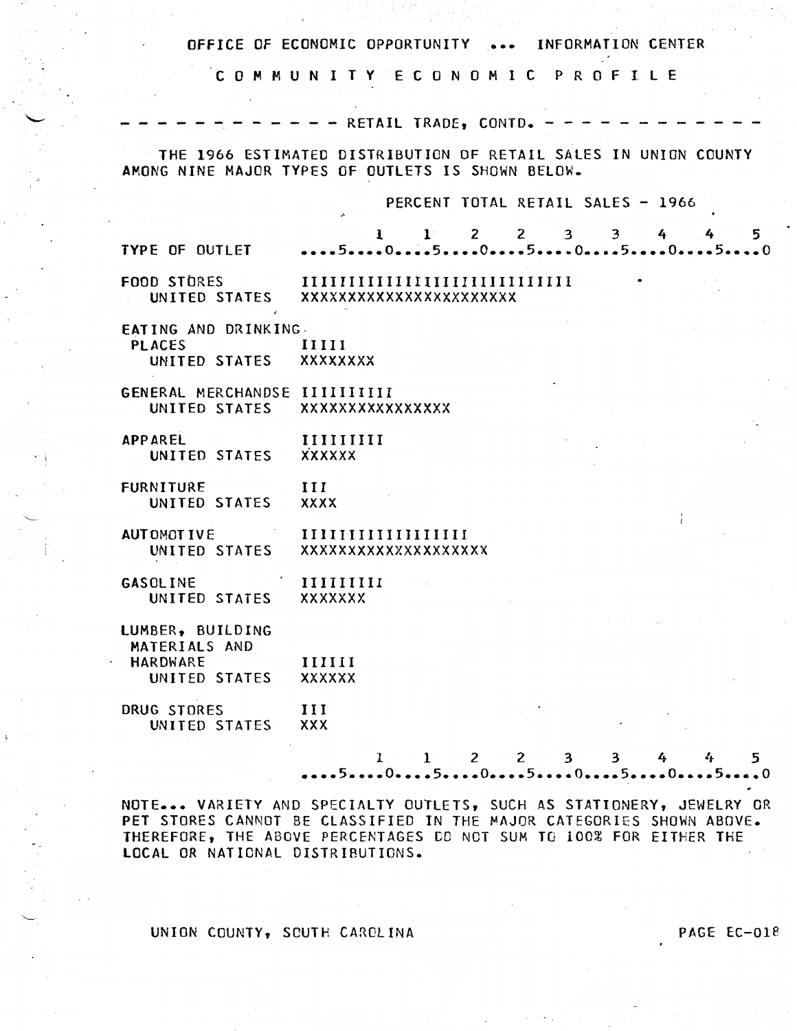OFFICE OF ECONOMIC OPPORTUNITY ... INFORMATION CENTER

COMMUNITY ECONOMIC PROFILE

- - - - - - - - - - - - - RETAIL TRADE, CONTD. - - - - - - - - - - - - -

THE 1966 ESTIMATED DISTRIBUTION OF RETAIL SALES IN UNION COUNTY AMONG NINE MAJOR TYPES OF OUTLETS IS SHOWN BELOW.

```
                            PERCENT TOTAL RETAIL SALES - 1966

                               1    1    2    2    3    3    4    4    5
TYPE OF OUTLET            ....5....0....5....0....5....0....5....0....5....0

FOOD STORES               IIIIIIIIIIIIIIIIIIIIIIIIIIII
   UNITED STATES          XXXXXXXXXXXXXXXXXXXXXX

EATING AND DRINKING
 PLACES                   IIIII
   UNITED STATES          XXXXXXXX

GENERAL MERCHANDSE        IIIIIIIII
   UNITED STATES          XXXXXXXXXXXXXXX

APPAREL                   IIIIIIIII
   UNITED STATES          XXXXXX

FURNITURE                 III
   UNITED STATES          XXXX

AUTOMOTIVE                IIIIIIIIIIIIIIIIII
   UNITED STATES          XXXXXXXXXXXXXXXXXXX

GASOLINE                  IIIIIIIII
   UNITED STATES          XXXXXXX

LUMBER, BUILDING
 MATERIALS AND
 HARDWARE                 IIIIII
   UNITED STATES          XXXXXX

DRUG STORES               III
   UNITED STATES          XXX

                               1    1    2    2    3    3    4    4    5
                          ....5....0....5....0....5....0....5....0....5....0
```

NOTE... VARIETY AND SPECIALTY OUTLETS, SUCH AS STATIONERY, JEWELRY OR PET STORES CANNOT BE CLASSIFIED IN THE MAJOR CATEGORIES SHOWN ABOVE. THEREFORE, THE ABOVE PERCENTAGES DO NOT SUM TO 100% FOR EITHER THE LOCAL OR NATIONAL DISTRIBUTIONS.

UNION COUNTY, SOUTH CAROLINA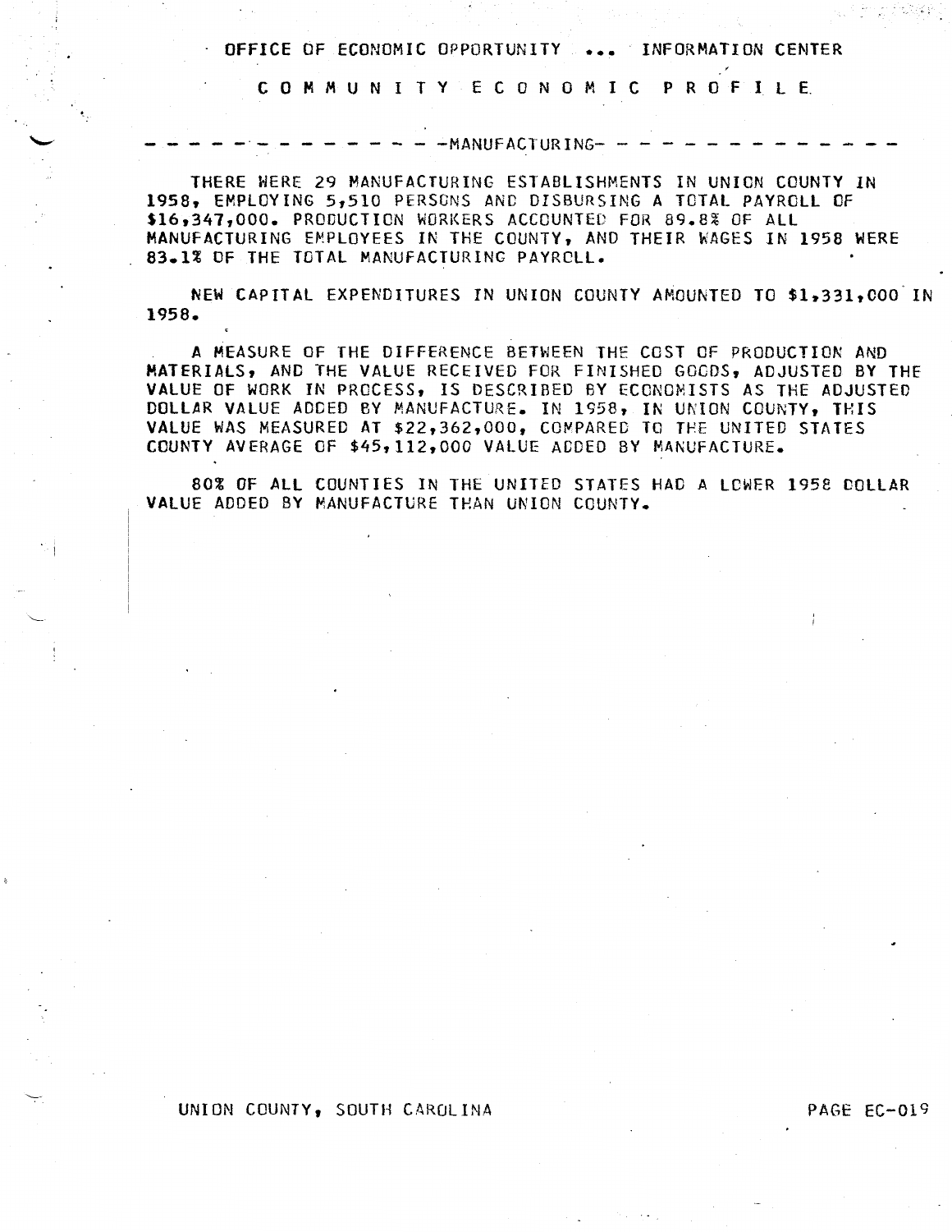## MANUFACTURING

THERE WERE 29 MANUFACTURING ESTABLISHMENTS IN UNION COUNTY IN 1958, EMPLOYING 5,510 PERSONS AND DISBURSING A TOTAL PAYROLL OF $16,347,000. PRODUCTION WORKERS ACCOUNTED FOR 89.8% OF ALL MANUFACTURING EMPLOYEES IN THE COUNTY, AND THEIR WAGES IN 1958 WERE 83.1% OF THE TOTAL MANUFACTURING PAYROLL.

NEW CAPITAL EXPENDITURES IN UNION COUNTY AMOUNTED TO $1,331,000 IN 1958.

A MEASURE OF THE DIFFERENCE BETWEEN THE COST OF PRODUCTION AND MATERIALS, AND THE VALUE RECEIVED FOR FINISHED GOODS, ADJUSTED BY THE VALUE OF WORK IN PROCESS, IS DESCRIBED BY ECONOMISTS AS THE ADJUSTED DOLLAR VALUE ADDED BY MANUFACTURE. IN 1958, IN UNION COUNTY, THIS VALUE WAS MEASURED AT $22,362,000, COMPARED TO THE UNITED STATES COUNTY AVERAGE OF $45,112,000 VALUE ADDED BY MANUFACTURE.

80% OF ALL COUNTIES IN THE UNITED STATES HAD A LOWER 1958 DOLLAR VALUE ADDED BY MANUFACTURE THAN UNION COUNTY.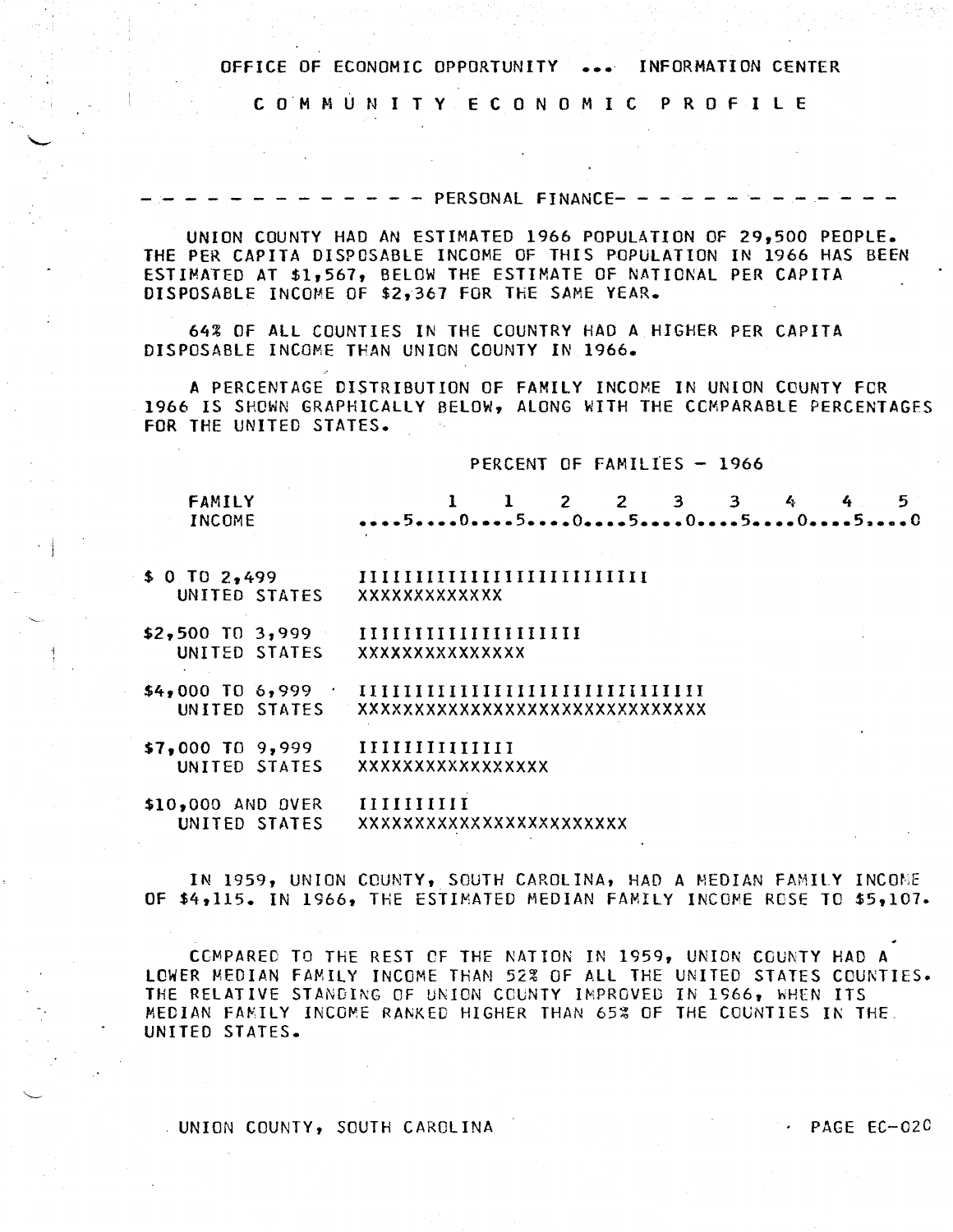# OFFICE OF ECONOMIC OPPORTUNITY ... INFORMATION CENTER

## C O M M U N I T Y   E C O N O M I C   P R O F I L E

### - - - - - - - - - - - - - PERSONAL FINANCE- - - - - - - - - - - - -

UNION COUNTY HAD AN ESTIMATED 1966 POPULATION OF 29,500 PEOPLE. THE PER CAPITA DISPOSABLE INCOME OF THIS POPULATION IN 1966 HAS BEEN ESTIMATED AT $1,567, BELOW THE ESTIMATE OF NATIONAL PER CAPITA DISPOSABLE INCOME OF $2,367 FOR THE SAME YEAR.

64% OF ALL COUNTIES IN THE COUNTRY HAD A HIGHER PER CAPITA DISPOSABLE INCOME THAN UNION COUNTY IN 1966.

A PERCENTAGE DISTRIBUTION OF FAMILY INCOME IN UNION COUNTY FOR 1966 IS SHOWN GRAPHICALLY BELOW, ALONG WITH THE COMPARABLE PERCENTAGES FOR THE UNITED STATES.

```
                                   PERCENT OF FAMILIES - 1966

    FAMILY                    1    1    2    2    3    3    4    4    5
    INCOME                ....5....0....5....0....5....0....5....0....5....0

$ 0 TO 2,499          IIIIIIIIIIIIIIIIIIIIIIIII
   UNITED STATES      XXXXXXXXXXXXX

$2,500 TO 3,999       IIIIIIIIIIIIIIIIIII
   UNITED STATES      XXXXXXXXXXXXXXX

$4,000 TO 6,999       IIIIIIIIIIIIIIIIIIIIIIIIIIIIII
   UNITED STATES      XXXXXXXXXXXXXXXXXXXXXXXXXXXXXX

$7,000 TO 9,999       IIIIIIIIIIIII
   UNITED STATES      XXXXXXXXXXXXXXXX

$10,000 AND OVER      IIIIIIIIII
   UNITED STATES      XXXXXXXXXXXXXXXXXXXXXXXX
```

IN 1959, UNION COUNTY, SOUTH CAROLINA, HAD A MEDIAN FAMILY INCOME OF $4,115. IN 1966, THE ESTIMATED MEDIAN FAMILY INCOME ROSE TO $5,107.

COMPARED TO THE REST OF THE NATION IN 1959, UNION COUNTY HAD A LOWER MEDIAN FAMILY INCOME THAN 52% OF ALL THE UNITED STATES COUNTIES. THE RELATIVE STANDING OF UNION COUNTY IMPROVED IN 1966, WHEN ITS MEDIAN FAMILY INCOME RANKED HIGHER THAN 65% OF THE COUNTIES IN THE UNITED STATES.

UNION COUNTY, SOUTH CAROLINA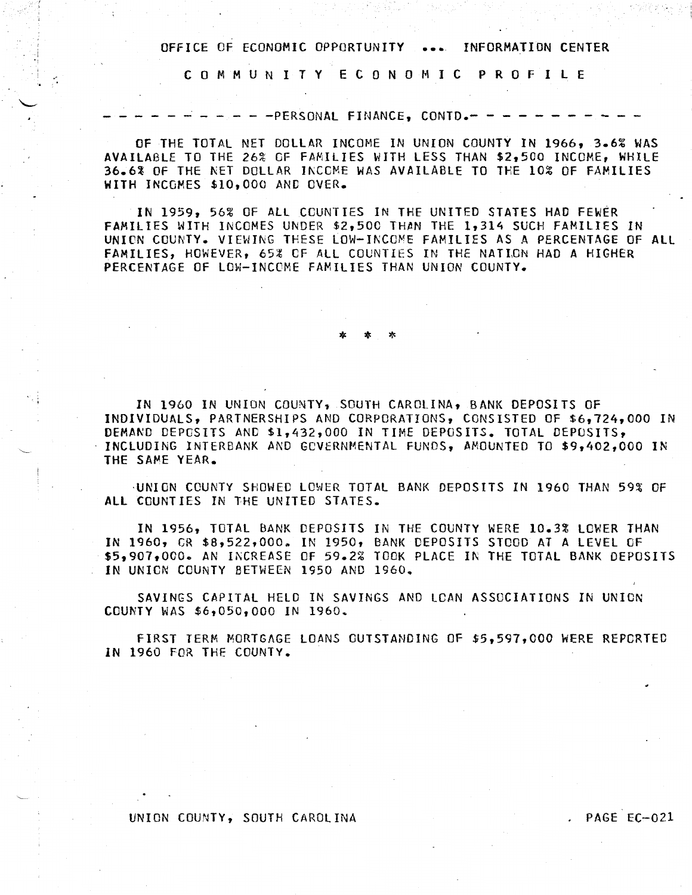OFFICE OF ECONOMIC OPPORTUNITY ... INFORMATION CENTER

COMMUNITY ECONOMIC PROFILE

------------PERSONAL FINANCE, CONTD.------------

OF THE TOTAL NET DOLLAR INCOME IN UNION COUNTY IN 1966, 3.6% WAS AVAILABLE TO THE 26% OF FAMILIES WITH LESS THAN $2,500 INCOME, WHILE 36.6% OF THE NET DOLLAR INCOME WAS AVAILABLE TO THE 10% OF FAMILIES WITH INCOMES $10,000 AND OVER.

IN 1959, 56% OF ALL COUNTIES IN THE UNITED STATES HAD FEWER FAMILIES WITH INCOMES UNDER $2,500 THAN THE 1,314 SUCH FAMILIES IN UNION COUNTY. VIEWING THESE LOW-INCOME FAMILIES AS A PERCENTAGE OF ALL FAMILIES, HOWEVER, 65% OF ALL COUNTIES IN THE NATION HAD A HIGHER PERCENTAGE OF LOW-INCOME FAMILIES THAN UNION COUNTY.

* * *

IN 1960 IN UNION COUNTY, SOUTH CAROLINA, BANK DEPOSITS OF INDIVIDUALS, PARTNERSHIPS AND CORPORATIONS, CONSISTED OF $6,724,000 IN DEMAND DEPOSITS AND $1,432,000 IN TIME DEPOSITS. TOTAL DEPOSITS, INCLUDING INTERBANK AND GOVERNMENTAL FUNDS, AMOUNTED TO $9,402,000 IN THE SAME YEAR.

UNION COUNTY SHOWED LOWER TOTAL BANK DEPOSITS IN 1960 THAN 59% OF ALL COUNTIES IN THE UNITED STATES.

IN 1956, TOTAL BANK DEPOSITS IN THE COUNTY WERE 10.3% LOWER THAN IN 1960, OR $8,522,000. IN 1950, BANK DEPOSITS STOOD AT A LEVEL OF $5,907,000. AN INCREASE OF 59.2% TOOK PLACE IN THE TOTAL BANK DEPOSITS IN UNION COUNTY BETWEEN 1950 AND 1960.

SAVINGS CAPITAL HELD IN SAVINGS AND LOAN ASSOCIATIONS IN UNION COUNTY WAS $6,050,000 IN 1960.

FIRST TERM MORTGAGE LOANS OUTSTANDING OF $5,597,000 WERE REPORTED IN 1960 FOR THE COUNTY.